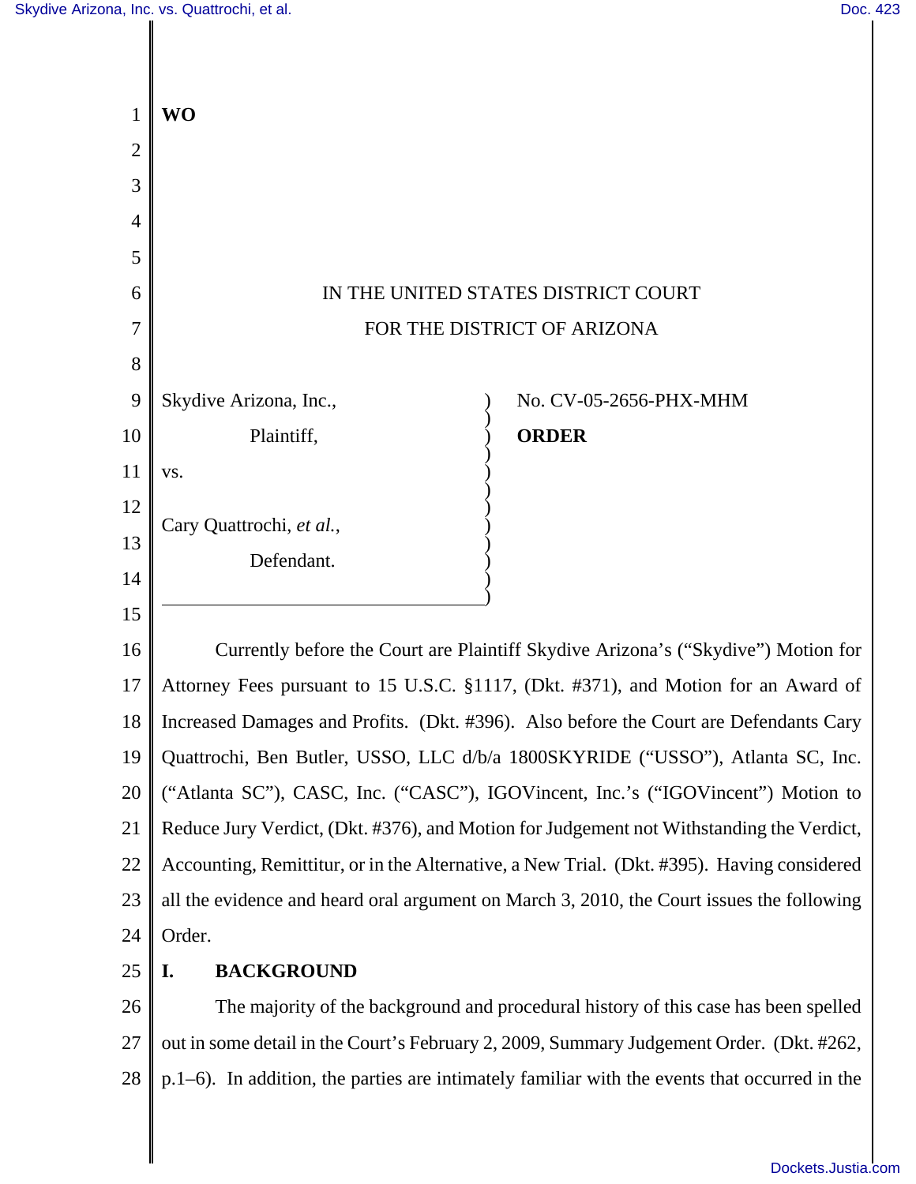**WO**

IN THE UNITED STATES DISTRICT COURT
FOR THE DISTRICT OF ARIZONA

Skydive Arizona, Inc.,
Plaintiff,

vs.

Cary Quattrochi, *et al.*,
Defendant.

No. CV-05-2656-PHX-MHM

**ORDER**

Currently before the Court are Plaintiff Skydive Arizona's ("Skydive") Motion for Attorney Fees pursuant to 15 U.S.C. §1117, (Dkt. #371), and Motion for an Award of Increased Damages and Profits. (Dkt. #396). Also before the Court are Defendants Cary Quattrochi, Ben Butler, USSO, LLC d/b/a 1800SKYRIDE ("USSO"), Atlanta SC, Inc. ("Atlanta SC"), CASC, Inc. ("CASC"), IGOVincent, Inc.'s ("IGOVincent") Motion to Reduce Jury Verdict, (Dkt. #376), and Motion for Judgement not Withstanding the Verdict, Accounting, Remittitur, or in the Alternative, a New Trial. (Dkt. #395). Having considered all the evidence and heard oral argument on March 3, 2010, the Court issues the following Order.

## I. BACKGROUND

The majority of the background and procedural history of this case has been spelled out in some detail in the Court's February 2, 2009, Summary Judgement Order. (Dkt. #262, p.1–6). In addition, the parties are intimately familiar with the events that occurred in the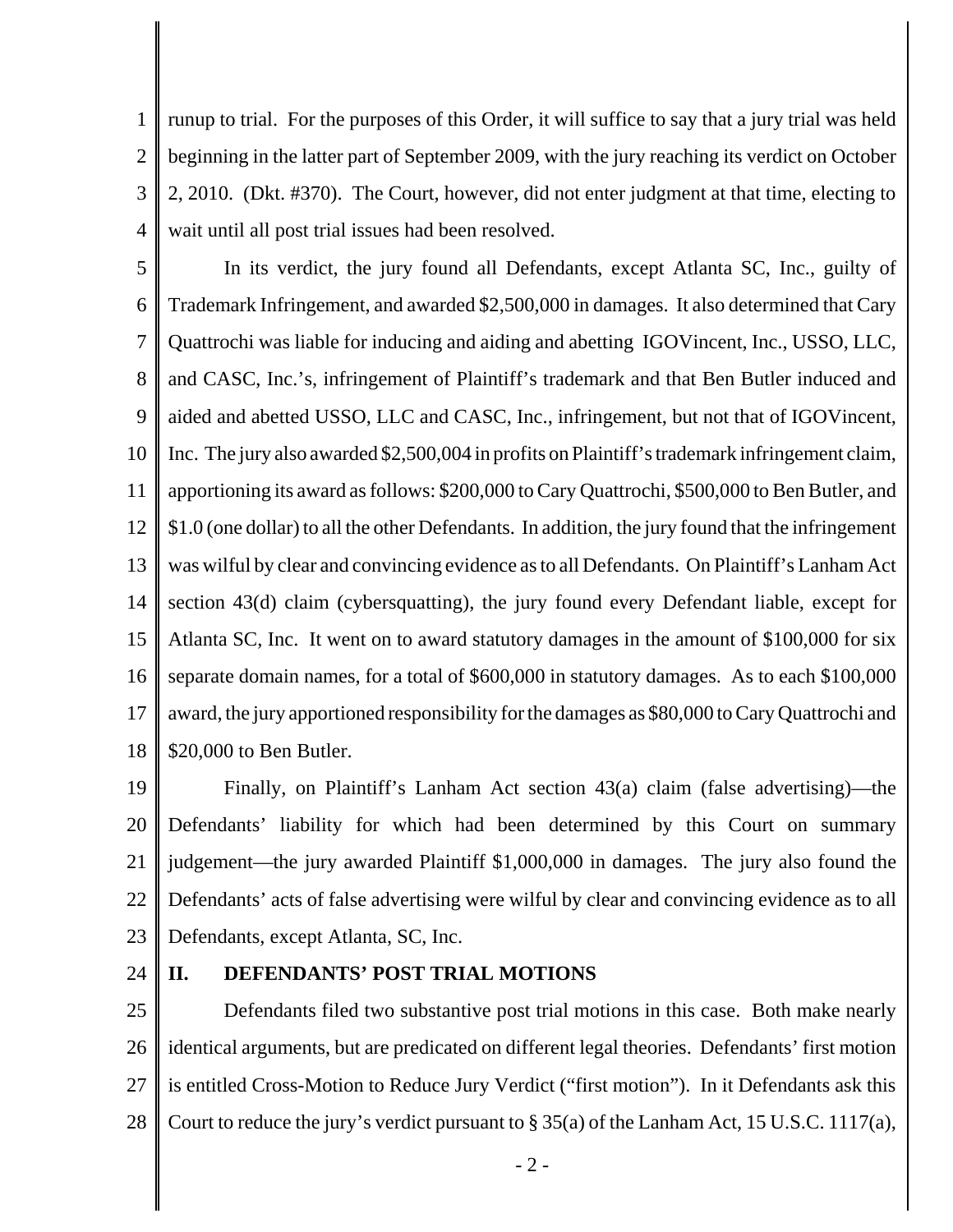runup to trial. For the purposes of this Order, it will suffice to say that a jury trial was held beginning in the latter part of September 2009, with the jury reaching its verdict on October 2, 2010. (Dkt. #370). The Court, however, did not enter judgment at that time, electing to wait until all post trial issues had been resolved.

In its verdict, the jury found all Defendants, except Atlanta SC, Inc., guilty of Trademark Infringement, and awarded $2,500,000 in damages. It also determined that Cary Quattrochi was liable for inducing and aiding and abetting IGOVincent, Inc., USSO, LLC, and CASC, Inc.'s, infringement of Plaintiff's trademark and that Ben Butler induced and aided and abetted USSO, LLC and CASC, Inc., infringement, but not that of IGOVincent, Inc. The jury also awarded $2,500,004 in profits on Plaintiff's trademark infringement claim, apportioning its award as follows: $200,000 to Cary Quattrochi, $500,000 to Ben Butler, and $1.0 (one dollar) to all the other Defendants. In addition, the jury found that the infringement was wilful by clear and convincing evidence as to all Defendants. On Plaintiff's Lanham Act section 43(d) claim (cybersquatting), the jury found every Defendant liable, except for Atlanta SC, Inc. It went on to award statutory damages in the amount of $100,000 for six separate domain names, for a total of $600,000 in statutory damages. As to each $100,000 award, the jury apportioned responsibility for the damages as $80,000 to Cary Quattrochi and $20,000 to Ben Butler.

Finally, on Plaintiff's Lanham Act section 43(a) claim (false advertising)—the Defendants' liability for which had been determined by this Court on summary judgement—the jury awarded Plaintiff $1,000,000 in damages. The jury also found the Defendants' acts of false advertising were wilful by clear and convincing evidence as to all Defendants, except Atlanta, SC, Inc.

## II. DEFENDANTS' POST TRIAL MOTIONS

Defendants filed two substantive post trial motions in this case. Both make nearly identical arguments, but are predicated on different legal theories. Defendants' first motion is entitled Cross-Motion to Reduce Jury Verdict ("first motion"). In it Defendants ask this Court to reduce the jury's verdict pursuant to § 35(a) of the Lanham Act, 15 U.S.C. 1117(a),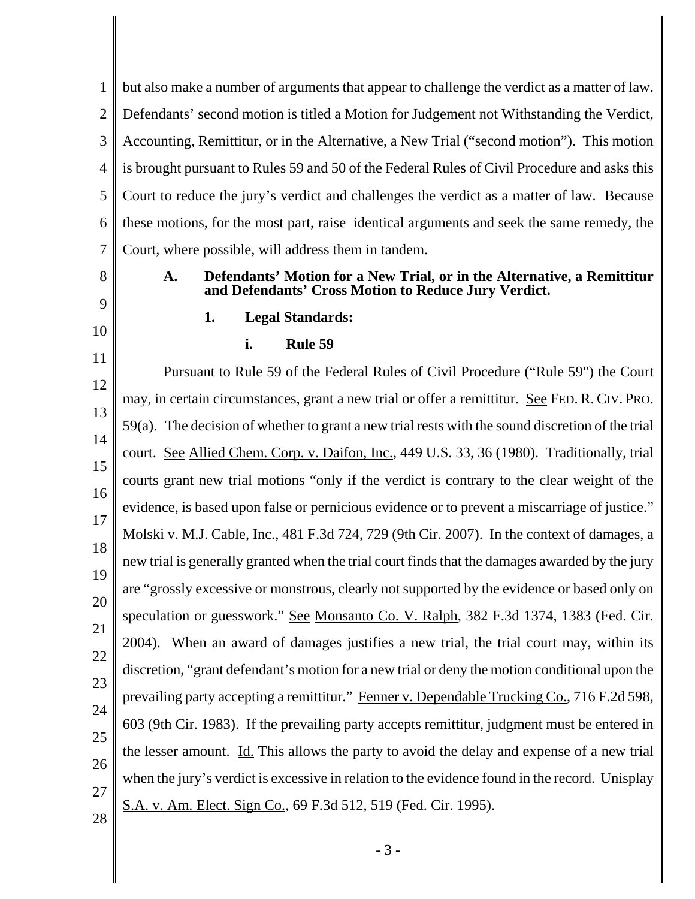but also make a number of arguments that appear to challenge the verdict as a matter of law. Defendants' second motion is titled a Motion for Judgement not Withstanding the Verdict, Accounting, Remittitur, or in the Alternative, a New Trial ("second motion"). This motion is brought pursuant to Rules 59 and 50 of the Federal Rules of Civil Procedure and asks this Court to reduce the jury's verdict and challenges the verdict as a matter of law. Because these motions, for the most part, raise identical arguments and seek the same remedy, the Court, where possible, will address them in tandem.

### A. Defendants' Motion for a New Trial, or in the Alternative, a Remittitur and Defendants' Cross Motion to Reduce Jury Verdict.

#### 1. Legal Standards:

##### i. Rule 59

Pursuant to Rule 59 of the Federal Rules of Civil Procedure ("Rule 59") the Court may, in certain circumstances, grant a new trial or offer a remittitur. See FED. R. CIV. PRO. 59(a). The decision of whether to grant a new trial rests with the sound discretion of the trial court. See Allied Chem. Corp. v. Daifon, Inc., 449 U.S. 33, 36 (1980). Traditionally, trial courts grant new trial motions "only if the verdict is contrary to the clear weight of the evidence, is based upon false or pernicious evidence or to prevent a miscarriage of justice." Molski v. M.J. Cable, Inc., 481 F.3d 724, 729 (9th Cir. 2007). In the context of damages, a new trial is generally granted when the trial court finds that the damages awarded by the jury are "grossly excessive or monstrous, clearly not supported by the evidence or based only on speculation or guesswork." See Monsanto Co. V. Ralph, 382 F.3d 1374, 1383 (Fed. Cir. 2004). When an award of damages justifies a new trial, the trial court may, within its discretion, "grant defendant's motion for a new trial or deny the motion conditional upon the prevailing party accepting a remittitur." Fenner v. Dependable Trucking Co., 716 F.2d 598, 603 (9th Cir. 1983). If the prevailing party accepts remittitur, judgment must be entered in the lesser amount. Id. This allows the party to avoid the delay and expense of a new trial when the jury's verdict is excessive in relation to the evidence found in the record. Unisplay S.A. v. Am. Elect. Sign Co., 69 F.3d 512, 519 (Fed. Cir. 1995).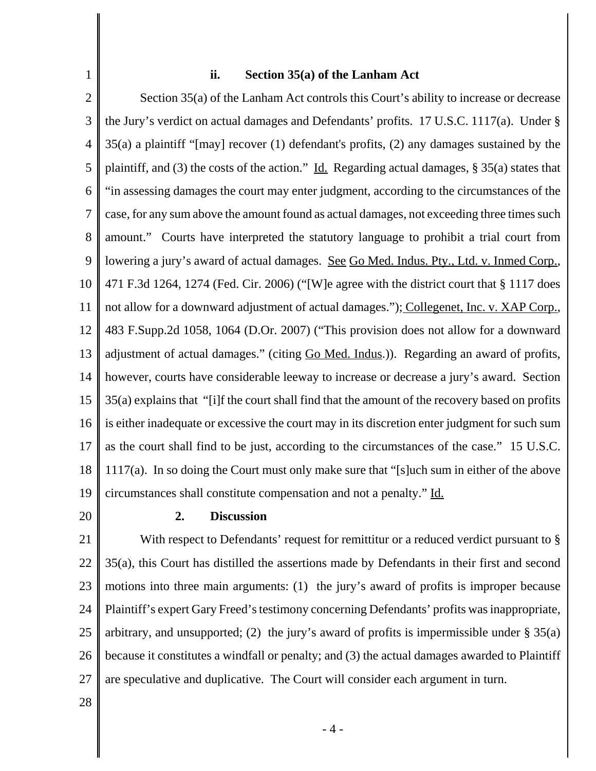### ii. Section 35(a) of the Lanham Act

Section 35(a) of the Lanham Act controls this Court's ability to increase or decrease the Jury's verdict on actual damages and Defendants' profits. 17 U.S.C. 1117(a). Under § 35(a) a plaintiff "[may] recover (1) defendant's profits, (2) any damages sustained by the plaintiff, and (3) the costs of the action." Id. Regarding actual damages, § 35(a) states that "in assessing damages the court may enter judgment, according to the circumstances of the case, for any sum above the amount found as actual damages, not exceeding three times such amount." Courts have interpreted the statutory language to prohibit a trial court from lowering a jury's award of actual damages. See Go Med. Indus. Pty., Ltd. v. Inmed Corp., 471 F.3d 1264, 1274 (Fed. Cir. 2006) ("[W]e agree with the district court that § 1117 does not allow for a downward adjustment of actual damages."); Collegenet, Inc. v. XAP Corp., 483 F.Supp.2d 1058, 1064 (D.Or. 2007) ("This provision does not allow for a downward adjustment of actual damages." (citing Go Med. Indus.)). Regarding an award of profits, however, courts have considerable leeway to increase or decrease a jury's award. Section 35(a) explains that "[i]f the court shall find that the amount of the recovery based on profits is either inadequate or excessive the court may in its discretion enter judgment for such sum as the court shall find to be just, according to the circumstances of the case." 15 U.S.C. 1117(a). In so doing the Court must only make sure that "[s]uch sum in either of the above circumstances shall constitute compensation and not a penalty." Id.

### 2. Discussion

With respect to Defendants' request for remittitur or a reduced verdict pursuant to § 35(a), this Court has distilled the assertions made by Defendants in their first and second motions into three main arguments: (1) the jury's award of profits is improper because Plaintiff's expert Gary Freed's testimony concerning Defendants' profits was inappropriate, arbitrary, and unsupported; (2) the jury's award of profits is impermissible under § 35(a) because it constitutes a windfall or penalty; and (3) the actual damages awarded to Plaintiff are speculative and duplicative. The Court will consider each argument in turn.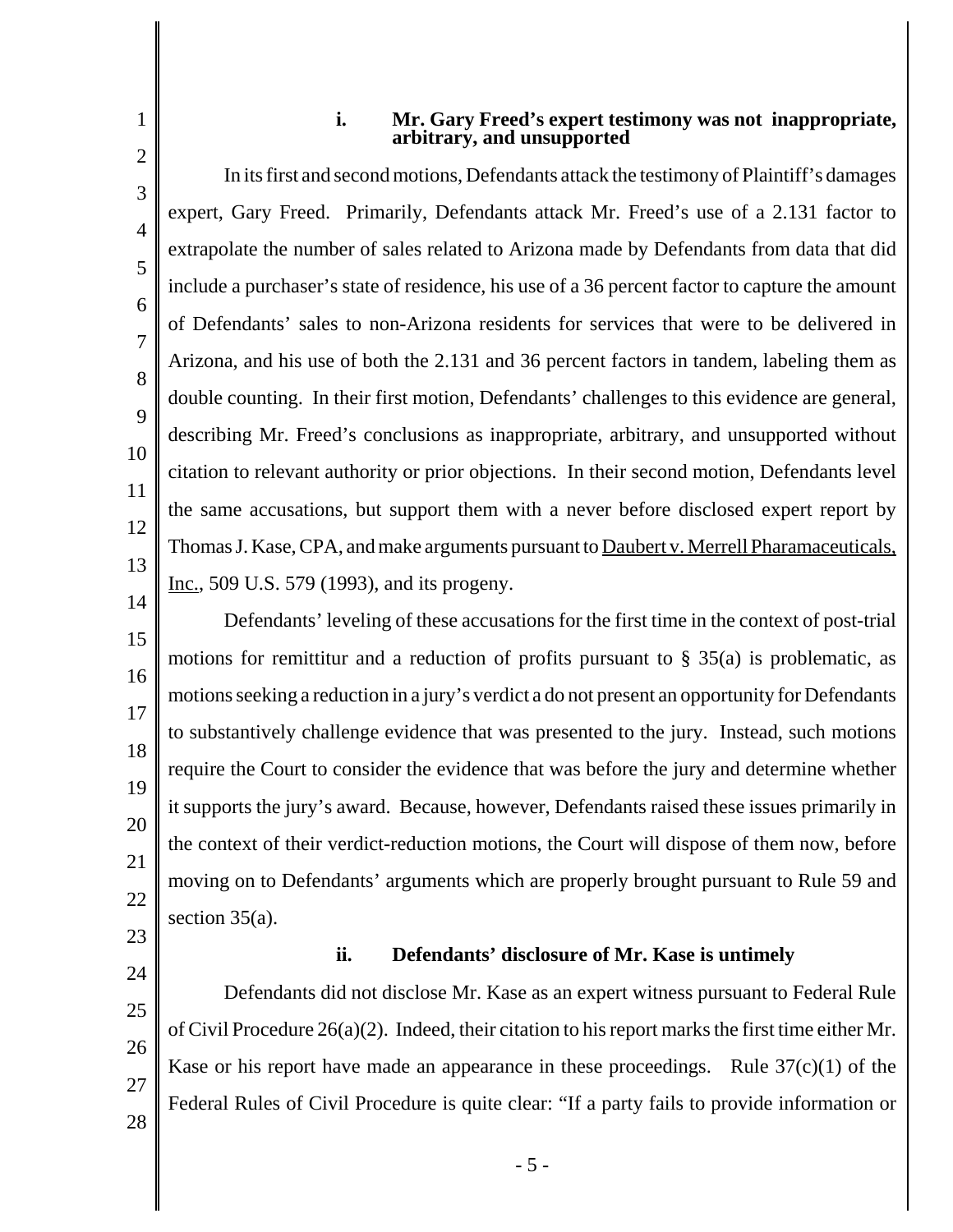### i. Mr. Gary Freed's expert testimony was not inappropriate, arbitrary, and unsupported

In its first and second motions, Defendants attack the testimony of Plaintiff's damages expert, Gary Freed. Primarily, Defendants attack Mr. Freed's use of a 2.131 factor to extrapolate the number of sales related to Arizona made by Defendants from data that did include a purchaser's state of residence, his use of a 36 percent factor to capture the amount of Defendants' sales to non-Arizona residents for services that were to be delivered in Arizona, and his use of both the 2.131 and 36 percent factors in tandem, labeling them as double counting. In their first motion, Defendants' challenges to this evidence are general, describing Mr. Freed's conclusions as inappropriate, arbitrary, and unsupported without citation to relevant authority or prior objections. In their second motion, Defendants level the same accusations, but support them with a never before disclosed expert report by Thomas J. Kase, CPA, and make arguments pursuant to Daubert v. Merrell Pharamaceuticals, Inc., 509 U.S. 579 (1993), and its progeny.

Defendants' leveling of these accusations for the first time in the context of post-trial motions for remittitur and a reduction of profits pursuant to § 35(a) is problematic, as motions seeking a reduction in a jury's verdict a do not present an opportunity for Defendants to substantively challenge evidence that was presented to the jury. Instead, such motions require the Court to consider the evidence that was before the jury and determine whether it supports the jury's award. Because, however, Defendants raised these issues primarily in the context of their verdict-reduction motions, the Court will dispose of them now, before moving on to Defendants' arguments which are properly brought pursuant to Rule 59 and section 35(a).

### ii. Defendants' disclosure of Mr. Kase is untimely

Defendants did not disclose Mr. Kase as an expert witness pursuant to Federal Rule of Civil Procedure 26(a)(2). Indeed, their citation to his report marks the first time either Mr. Kase or his report have made an appearance in these proceedings. Rule 37(c)(1) of the Federal Rules of Civil Procedure is quite clear: "If a party fails to provide information or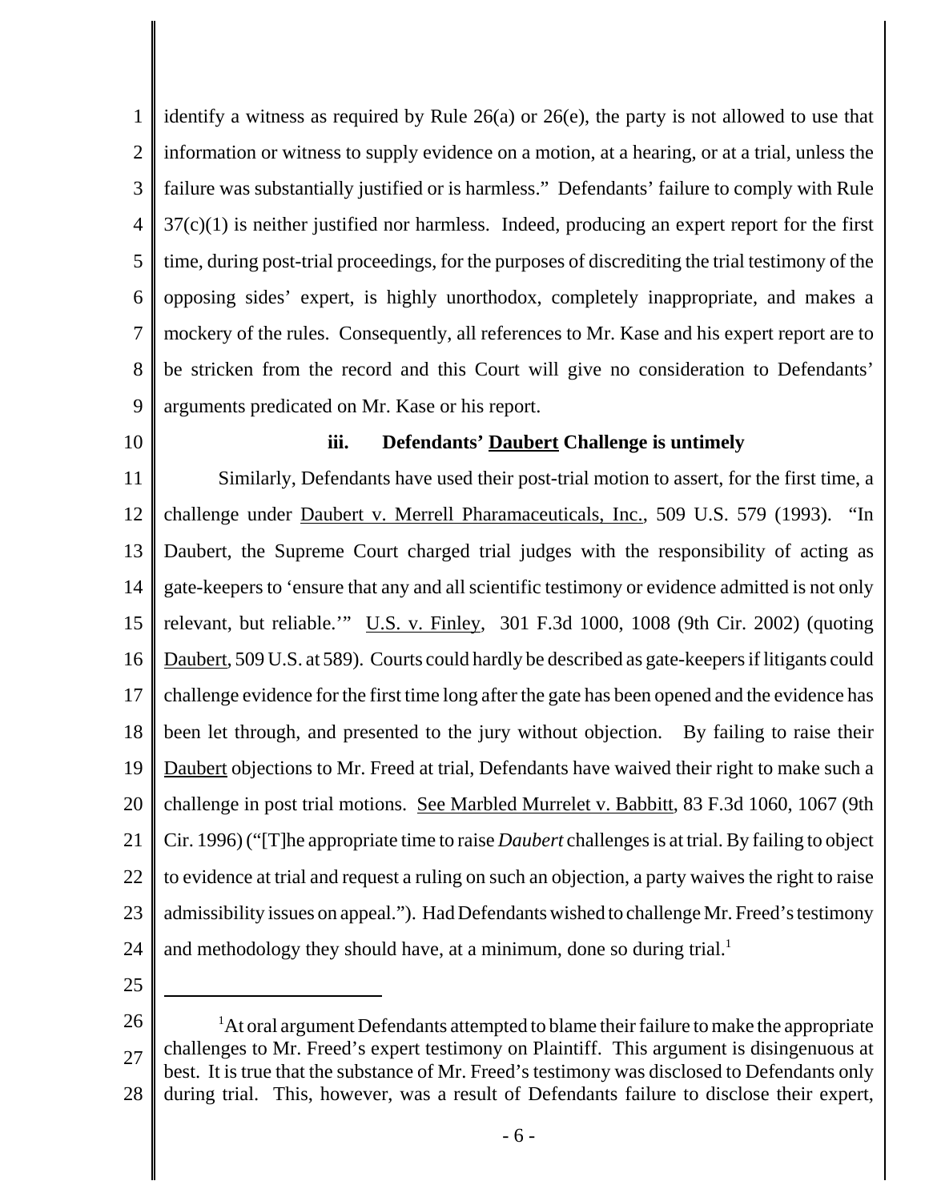identify a witness as required by Rule 26(a) or 26(e), the party is not allowed to use that information or witness to supply evidence on a motion, at a hearing, or at a trial, unless the failure was substantially justified or is harmless." Defendants' failure to comply with Rule 37(c)(1) is neither justified nor harmless. Indeed, producing an expert report for the first time, during post-trial proceedings, for the purposes of discrediting the trial testimony of the opposing sides' expert, is highly unorthodox, completely inappropriate, and makes a mockery of the rules. Consequently, all references to Mr. Kase and his expert report are to be stricken from the record and this Court will give no consideration to Defendants' arguments predicated on Mr. Kase or his report.

### iii. Defendants' Daubert Challenge is untimely

Similarly, Defendants have used their post-trial motion to assert, for the first time, a challenge under Daubert v. Merrell Pharamaceuticals, Inc., 509 U.S. 579 (1993). "In Daubert, the Supreme Court charged trial judges with the responsibility of acting as gate-keepers to 'ensure that any and all scientific testimony or evidence admitted is not only relevant, but reliable.'" U.S. v. Finley, 301 F.3d 1000, 1008 (9th Cir. 2002) (quoting Daubert, 509 U.S. at 589). Courts could hardly be described as gate-keepers if litigants could challenge evidence for the first time long after the gate has been opened and the evidence has been let through, and presented to the jury without objection. By failing to raise their Daubert objections to Mr. Freed at trial, Defendants have waived their right to make such a challenge in post trial motions. See Marbled Murrelet v. Babbitt, 83 F.3d 1060, 1067 (9th Cir. 1996) ("[T]he appropriate time to raise *Daubert* challenges is at trial. By failing to object to evidence at trial and request a ruling on such an objection, a party waives the right to raise admissibility issues on appeal."). Had Defendants wished to challenge Mr. Freed's testimony and methodology they should have, at a minimum, done so during trial.[1]

---

[1] At oral argument Defendants attempted to blame their failure to make the appropriate challenges to Mr. Freed's expert testimony on Plaintiff. This argument is disingenuous at best. It is true that the substance of Mr. Freed's testimony was disclosed to Defendants only during trial. This, however, was a result of Defendants failure to disclose their expert,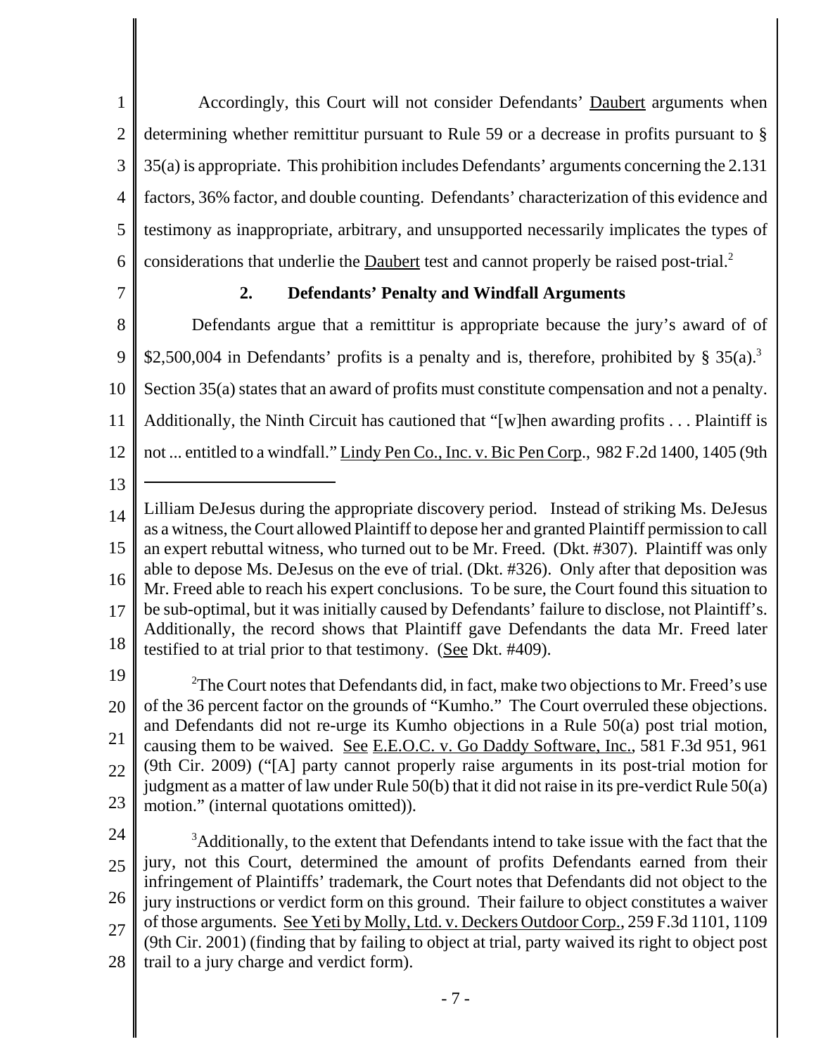Accordingly, this Court will not consider Defendants' Daubert arguments when determining whether remittitur pursuant to Rule 59 or a decrease in profits pursuant to § 35(a) is appropriate. This prohibition includes Defendants' arguments concerning the 2.131 factors, 36% factor, and double counting. Defendants' characterization of this evidence and testimony as inappropriate, arbitrary, and unsupported necessarily implicates the types of considerations that underlie the Daubert test and cannot properly be raised post-trial.[2]

### 2. Defendants' Penalty and Windfall Arguments

Defendants argue that a remittitur is appropriate because the jury's award of of $2,500,004 in Defendants' profits is a penalty and is, therefore, prohibited by § 35(a).[3] Section 35(a) states that an award of profits must constitute compensation and not a penalty. Additionally, the Ninth Circuit has cautioned that "[w]hen awarding profits . . . Plaintiff is not ... entitled to a windfall." Lindy Pen Co., Inc. v. Bic Pen Corp., 982 F.2d 1400, 1405 (9th

---

Lilliam DeJesus during the appropriate discovery period. Instead of striking Ms. DeJesus as a witness, the Court allowed Plaintiff to depose her and granted Plaintiff permission to call an expert rebuttal witness, who turned out to be Mr. Freed. (Dkt. #307). Plaintiff was only able to depose Ms. DeJesus on the eve of trial. (Dkt. #326). Only after that deposition was Mr. Freed able to reach his expert conclusions. To be sure, the Court found this situation to be sub-optimal, but it was initially caused by Defendants' failure to disclose, not Plaintiff's. Additionally, the record shows that Plaintiff gave Defendants the data Mr. Freed later testified to at trial prior to that testimony. (See Dkt. #409).

[2]The Court notes that Defendants did, in fact, make two objections to Mr. Freed's use of the 36 percent factor on the grounds of "Kumho." The Court overruled these objections. and Defendants did not re-urge its Kumho objections in a Rule 50(a) post trial motion, causing them to be waived. See E.E.O.C. v. Go Daddy Software, Inc., 581 F.3d 951, 961 (9th Cir. 2009) ("[A] party cannot properly raise arguments in its post-trial motion for judgment as a matter of law under Rule 50(b) that it did not raise in its pre-verdict Rule 50(a) motion." (internal quotations omitted)).

[3]Additionally, to the extent that Defendants intend to take issue with the fact that the jury, not this Court, determined the amount of profits Defendants earned from their infringement of Plaintiffs' trademark, the Court notes that Defendants did not object to the jury instructions or verdict form on this ground. Their failure to object constitutes a waiver of those arguments. See Yeti by Molly, Ltd. v. Deckers Outdoor Corp., 259 F.3d 1101, 1109 (9th Cir. 2001) (finding that by failing to object at trial, party waived its right to object post trail to a jury charge and verdict form).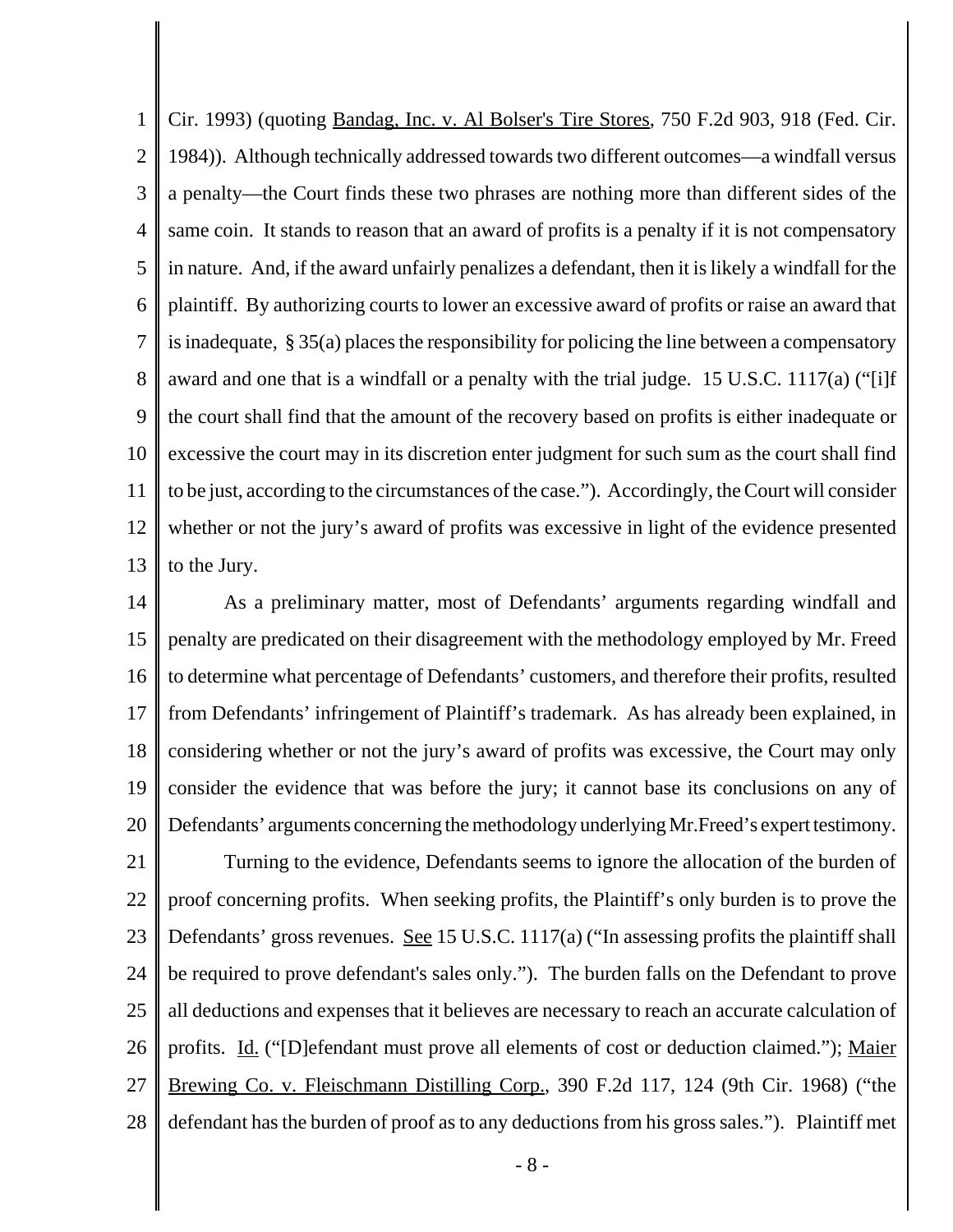Cir. 1993) (quoting Bandag, Inc. v. Al Bolser's Tire Stores, 750 F.2d 903, 918 (Fed. Cir. 1984)). Although technically addressed towards two different outcomes—a windfall versus a penalty—the Court finds these two phrases are nothing more than different sides of the same coin. It stands to reason that an award of profits is a penalty if it is not compensatory in nature. And, if the award unfairly penalizes a defendant, then it is likely a windfall for the plaintiff. By authorizing courts to lower an excessive award of profits or raise an award that is inadequate, § 35(a) places the responsibility for policing the line between a compensatory award and one that is a windfall or a penalty with the trial judge. 15 U.S.C. 1117(a) ("[i]f the court shall find that the amount of the recovery based on profits is either inadequate or excessive the court may in its discretion enter judgment for such sum as the court shall find to be just, according to the circumstances of the case."). Accordingly, the Court will consider whether or not the jury's award of profits was excessive in light of the evidence presented to the Jury.

As a preliminary matter, most of Defendants' arguments regarding windfall and penalty are predicated on their disagreement with the methodology employed by Mr. Freed to determine what percentage of Defendants' customers, and therefore their profits, resulted from Defendants' infringement of Plaintiff's trademark. As has already been explained, in considering whether or not the jury's award of profits was excessive, the Court may only consider the evidence that was before the jury; it cannot base its conclusions on any of Defendants' arguments concerning the methodology underlying Mr.Freed's expert testimony.

Turning to the evidence, Defendants seems to ignore the allocation of the burden of proof concerning profits. When seeking profits, the Plaintiff's only burden is to prove the Defendants' gross revenues. See 15 U.S.C. 1117(a) ("In assessing profits the plaintiff shall be required to prove defendant's sales only."). The burden falls on the Defendant to prove all deductions and expenses that it believes are necessary to reach an accurate calculation of profits. Id. ("[D]efendant must prove all elements of cost or deduction claimed."); Maier Brewing Co. v. Fleischmann Distilling Corp., 390 F.2d 117, 124 (9th Cir. 1968) ("the defendant has the burden of proof as to any deductions from his gross sales."). Plaintiff met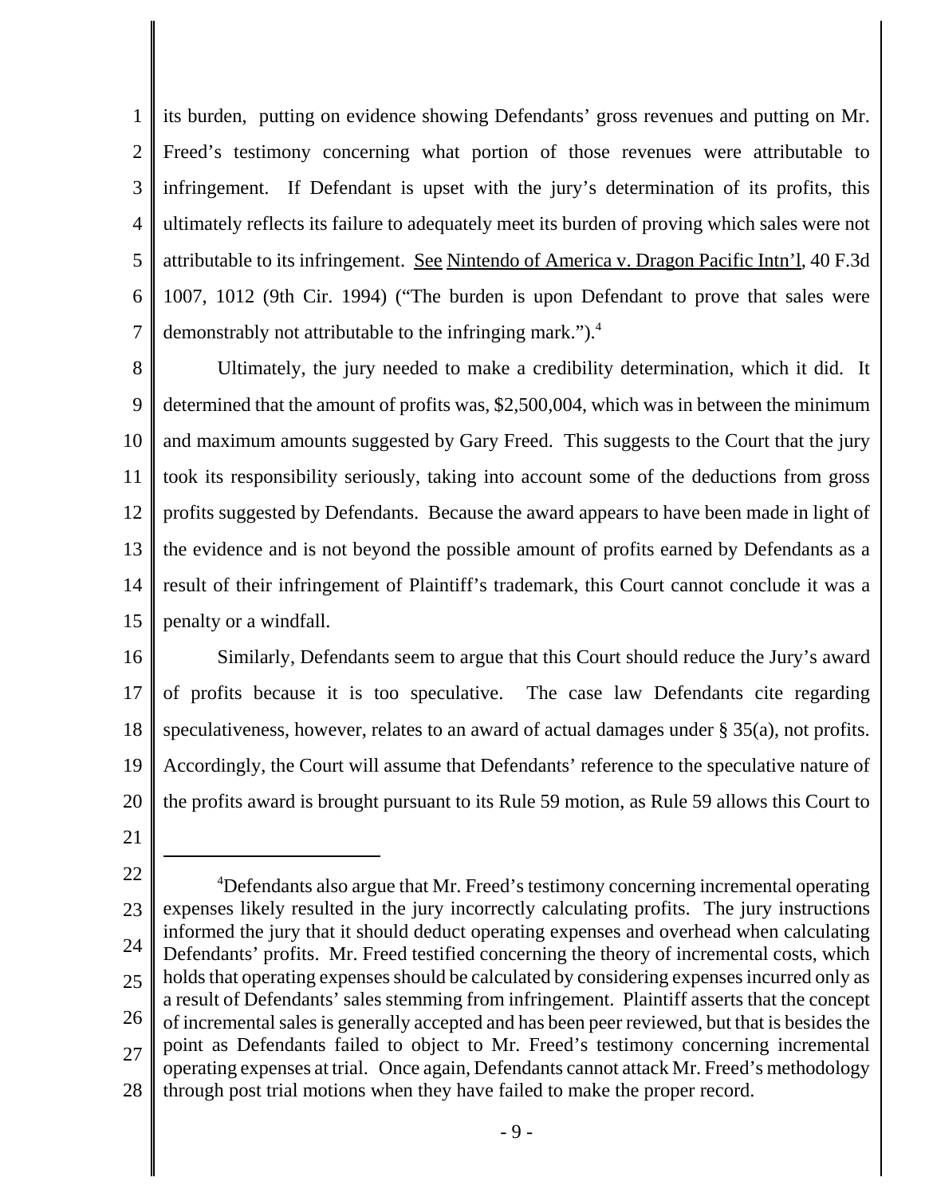its burden, putting on evidence showing Defendants' gross revenues and putting on Mr. Freed's testimony concerning what portion of those revenues were attributable to infringement. If Defendant is upset with the jury's determination of its profits, this ultimately reflects its failure to adequately meet its burden of proving which sales were not attributable to its infringement. See Nintendo of America v. Dragon Pacific Intn'l, 40 F.3d 1007, 1012 (9th Cir. 1994) ("The burden is upon Defendant to prove that sales were demonstrably not attributable to the infringing mark.").[4]

Ultimately, the jury needed to make a credibility determination, which it did. It determined that the amount of profits was, $2,500,004, which was in between the minimum and maximum amounts suggested by Gary Freed. This suggests to the Court that the jury took its responsibility seriously, taking into account some of the deductions from gross profits suggested by Defendants. Because the award appears to have been made in light of the evidence and is not beyond the possible amount of profits earned by Defendants as a result of their infringement of Plaintiff's trademark, this Court cannot conclude it was a penalty or a windfall.

Similarly, Defendants seem to argue that this Court should reduce the Jury's award of profits because it is too speculative. The case law Defendants cite regarding speculativeness, however, relates to an award of actual damages under § 35(a), not profits. Accordingly, the Court will assume that Defendants' reference to the speculative nature of the profits award is brought pursuant to its Rule 59 motion, as Rule 59 allows this Court to

---

[4]Defendants also argue that Mr. Freed's testimony concerning incremental operating expenses likely resulted in the jury incorrectly calculating profits. The jury instructions informed the jury that it should deduct operating expenses and overhead when calculating Defendants' profits. Mr. Freed testified concerning the theory of incremental costs, which holds that operating expenses should be calculated by considering expenses incurred only as a result of Defendants' sales stemming from infringement. Plaintiff asserts that the concept of incremental sales is generally accepted and has been peer reviewed, but that is besides the point as Defendants failed to object to Mr. Freed's testimony concerning incremental operating expenses at trial. Once again, Defendants cannot attack Mr. Freed's methodology through post trial motions when they have failed to make the proper record.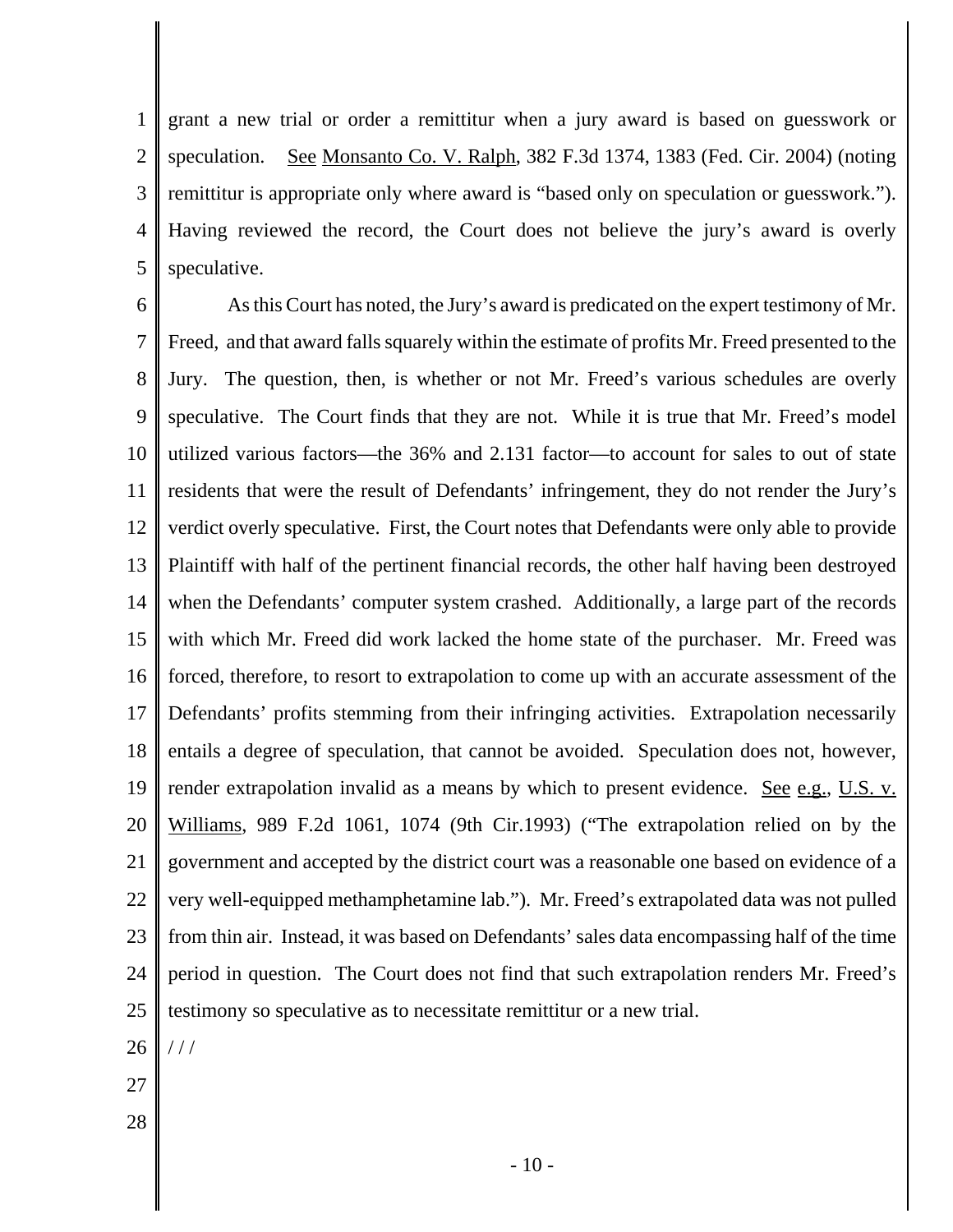grant a new trial or order a remittitur when a jury award is based on guesswork or speculation. See Monsanto Co. V. Ralph, 382 F.3d 1374, 1383 (Fed. Cir. 2004) (noting remittitur is appropriate only where award is "based only on speculation or guesswork."). Having reviewed the record, the Court does not believe the jury's award is overly speculative.

As this Court has noted, the Jury's award is predicated on the expert testimony of Mr. Freed, and that award falls squarely within the estimate of profits Mr. Freed presented to the Jury. The question, then, is whether or not Mr. Freed's various schedules are overly speculative. The Court finds that they are not. While it is true that Mr. Freed's model utilized various factors—the 36% and 2.131 factor—to account for sales to out of state residents that were the result of Defendants' infringement, they do not render the Jury's verdict overly speculative. First, the Court notes that Defendants were only able to provide Plaintiff with half of the pertinent financial records, the other half having been destroyed when the Defendants' computer system crashed. Additionally, a large part of the records with which Mr. Freed did work lacked the home state of the purchaser. Mr. Freed was forced, therefore, to resort to extrapolation to come up with an accurate assessment of the Defendants' profits stemming from their infringing activities. Extrapolation necessarily entails a degree of speculation, that cannot be avoided. Speculation does not, however, render extrapolation invalid as a means by which to present evidence. See e.g., U.S. v. Williams, 989 F.2d 1061, 1074 (9th Cir.1993) ("The extrapolation relied on by the government and accepted by the district court was a reasonable one based on evidence of a very well-equipped methamphetamine lab."). Mr. Freed's extrapolated data was not pulled from thin air. Instead, it was based on Defendants' sales data encompassing half of the time period in question. The Court does not find that such extrapolation renders Mr. Freed's testimony so speculative as to necessitate remittitur or a new trial.

/ / /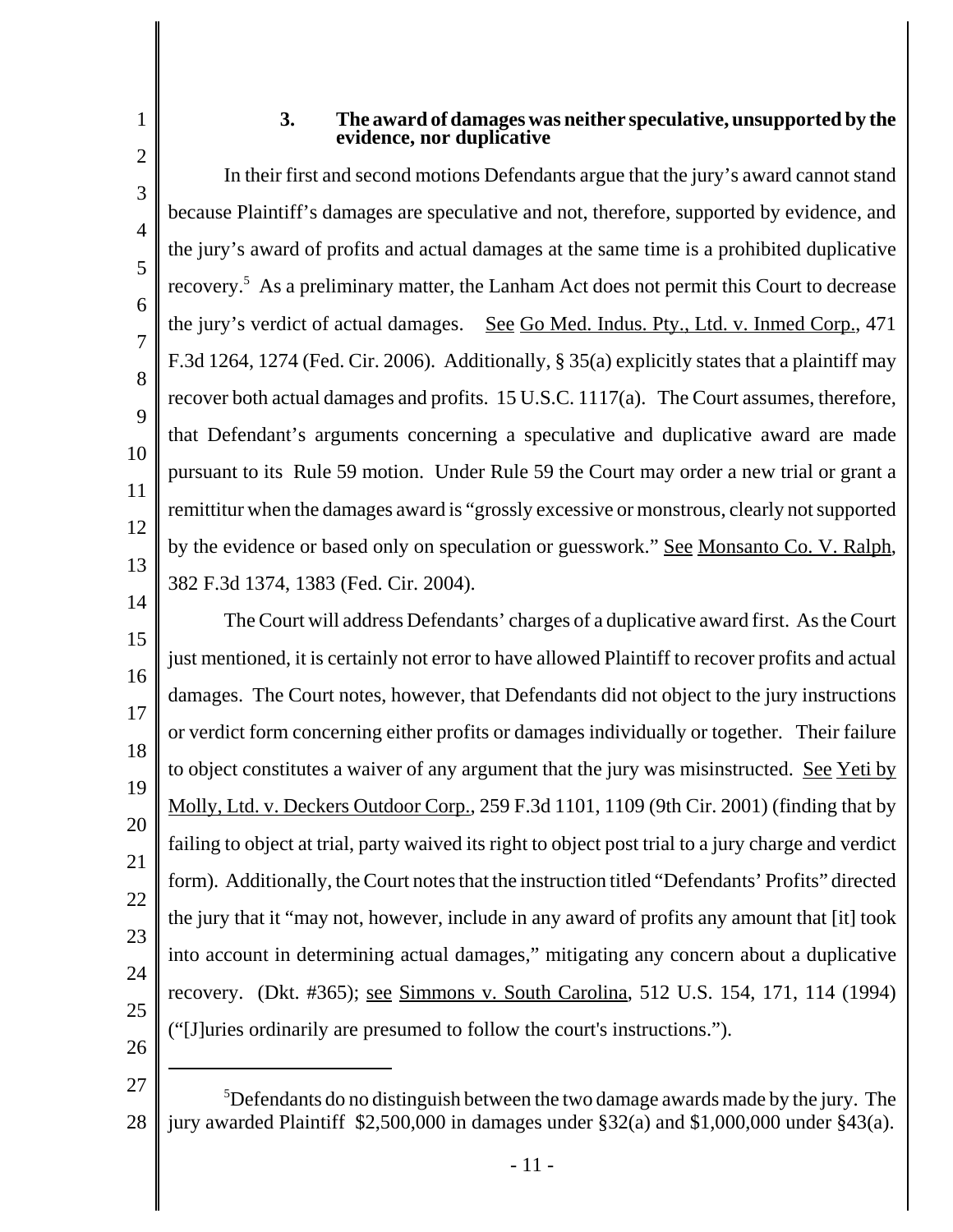### 3. The award of damages was neither speculative, unsupported by the evidence, nor duplicative

In their first and second motions Defendants argue that the jury's award cannot stand because Plaintiff's damages are speculative and not, therefore, supported by evidence, and the jury's award of profits and actual damages at the same time is a prohibited duplicative recovery.[5] As a preliminary matter, the Lanham Act does not permit this Court to decrease the jury's verdict of actual damages. See Go Med. Indus. Pty., Ltd. v. Inmed Corp., 471 F.3d 1264, 1274 (Fed. Cir. 2006). Additionally, § 35(a) explicitly states that a plaintiff may recover both actual damages and profits. 15 U.S.C. 1117(a). The Court assumes, therefore, that Defendant's arguments concerning a speculative and duplicative award are made pursuant to its Rule 59 motion. Under Rule 59 the Court may order a new trial or grant a remittitur when the damages award is "grossly excessive or monstrous, clearly not supported by the evidence or based only on speculation or guesswork." See Monsanto Co. V. Ralph, 382 F.3d 1374, 1383 (Fed. Cir. 2004).

The Court will address Defendants' charges of a duplicative award first. As the Court just mentioned, it is certainly not error to have allowed Plaintiff to recover profits and actual damages. The Court notes, however, that Defendants did not object to the jury instructions or verdict form concerning either profits or damages individually or together. Their failure to object constitutes a waiver of any argument that the jury was misinstructed. See Yeti by Molly, Ltd. v. Deckers Outdoor Corp., 259 F.3d 1101, 1109 (9th Cir. 2001) (finding that by failing to object at trial, party waived its right to object post trial to a jury charge and verdict form). Additionally, the Court notes that the instruction titled "Defendants' Profits" directed the jury that it "may not, however, include in any award of profits any amount that [it] took into account in determining actual damages," mitigating any concern about a duplicative recovery. (Dkt. #365); see Simmons v. South Carolina, 512 U.S. 154, 171, 114 (1994) ("[J]uries ordinarily are presumed to follow the court's instructions.").

---

[5]Defendants do no distinguish between the two damage awards made by the jury. The jury awarded Plaintiff $2,500,000 in damages under §32(a) and $1,000,000 under §43(a).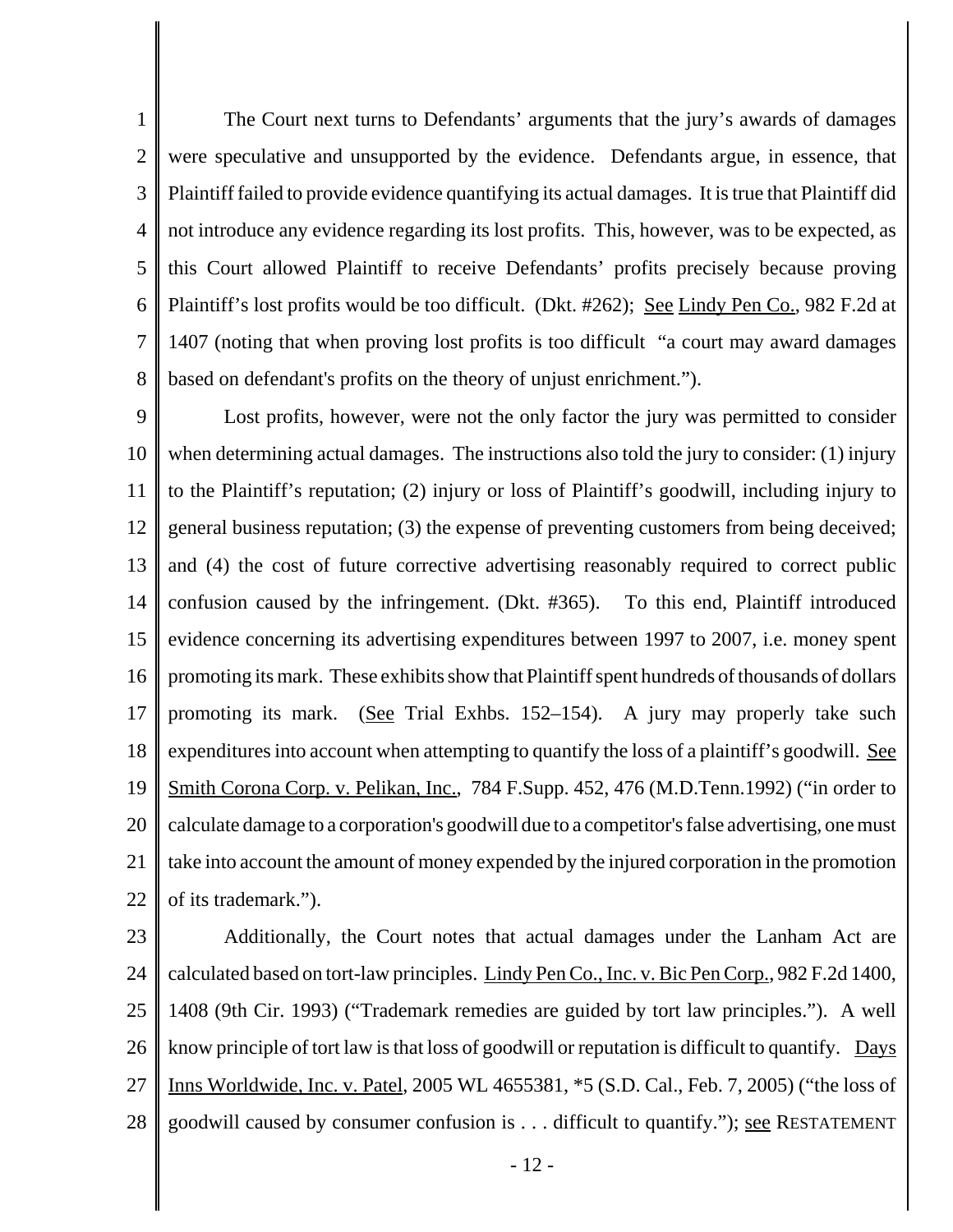The Court next turns to Defendants' arguments that the jury's awards of damages were speculative and unsupported by the evidence. Defendants argue, in essence, that Plaintiff failed to provide evidence quantifying its actual damages. It is true that Plaintiff did not introduce any evidence regarding its lost profits. This, however, was to be expected, as this Court allowed Plaintiff to receive Defendants' profits precisely because proving Plaintiff's lost profits would be too difficult. (Dkt. #262); See Lindy Pen Co., 982 F.2d at 1407 (noting that when proving lost profits is too difficult "a court may award damages based on defendant's profits on the theory of unjust enrichment.").

Lost profits, however, were not the only factor the jury was permitted to consider when determining actual damages. The instructions also told the jury to consider: (1) injury to the Plaintiff's reputation; (2) injury or loss of Plaintiff's goodwill, including injury to general business reputation; (3) the expense of preventing customers from being deceived; and (4) the cost of future corrective advertising reasonably required to correct public confusion caused by the infringement. (Dkt. #365). To this end, Plaintiff introduced evidence concerning its advertising expenditures between 1997 to 2007, i.e. money spent promoting its mark. These exhibits show that Plaintiff spent hundreds of thousands of dollars promoting its mark. (See Trial Exhbs. 152–154). A jury may properly take such expenditures into account when attempting to quantify the loss of a plaintiff's goodwill. See Smith Corona Corp. v. Pelikan, Inc., 784 F.Supp. 452, 476 (M.D.Tenn.1992) ("in order to calculate damage to a corporation's goodwill due to a competitor's false advertising, one must take into account the amount of money expended by the injured corporation in the promotion of its trademark.").

Additionally, the Court notes that actual damages under the Lanham Act are calculated based on tort-law principles. Lindy Pen Co., Inc. v. Bic Pen Corp., 982 F.2d 1400, 1408 (9th Cir. 1993) ("Trademark remedies are guided by tort law principles."). A well know principle of tort law is that loss of goodwill or reputation is difficult to quantify. Days Inns Worldwide, Inc. v. Patel, 2005 WL 4655381, *5 (S.D. Cal., Feb. 7, 2005) ("the loss of goodwill caused by consumer confusion is . . . difficult to quantify."); see RESTATEMENT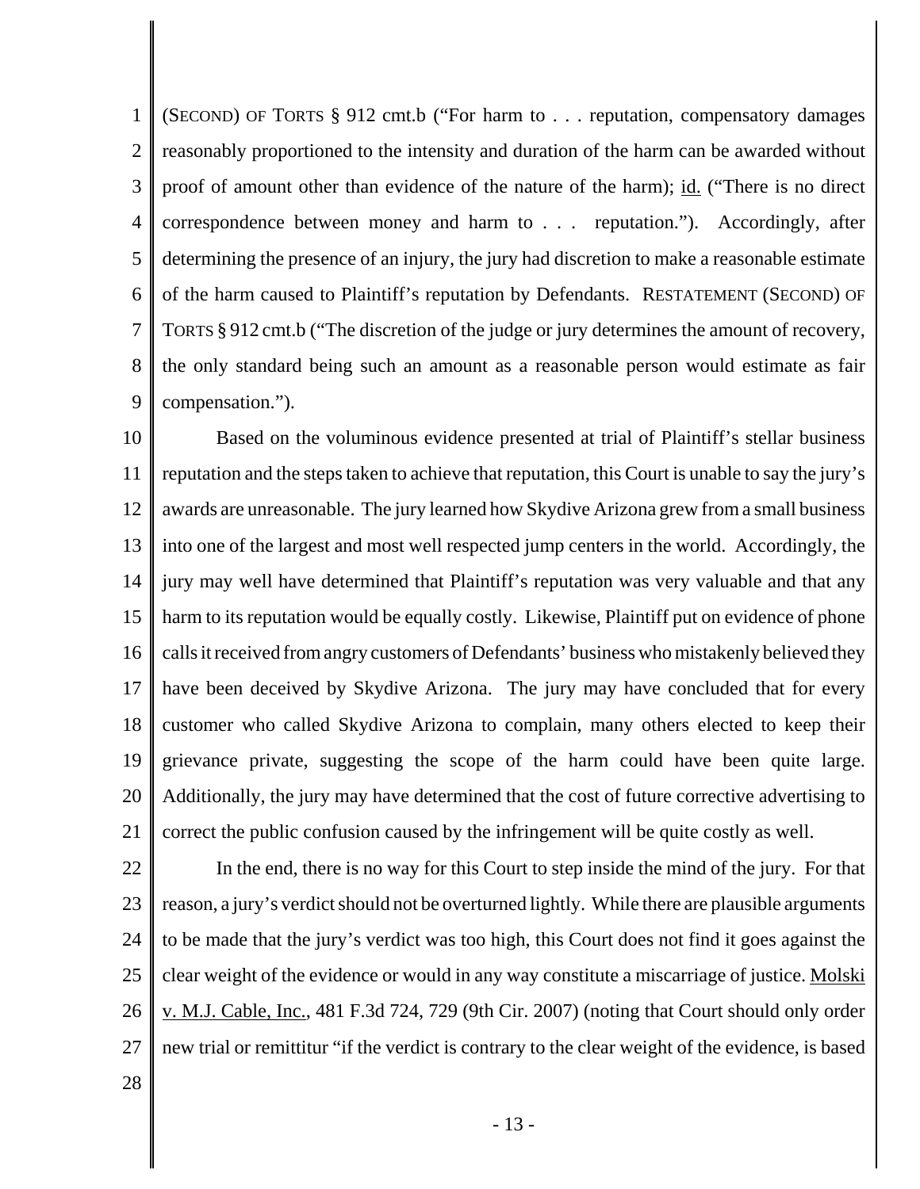(SECOND) OF TORTS § 912 cmt.b ("For harm to . . . reputation, compensatory damages reasonably proportioned to the intensity and duration of the harm can be awarded without proof of amount other than evidence of the nature of the harm); id. ("There is no direct correspondence between money and harm to . . . reputation."). Accordingly, after determining the presence of an injury, the jury had discretion to make a reasonable estimate of the harm caused to Plaintiff's reputation by Defendants. RESTATEMENT (SECOND) OF TORTS § 912 cmt.b ("The discretion of the judge or jury determines the amount of recovery, the only standard being such an amount as a reasonable person would estimate as fair compensation.").

Based on the voluminous evidence presented at trial of Plaintiff's stellar business reputation and the steps taken to achieve that reputation, this Court is unable to say the jury's awards are unreasonable. The jury learned how Skydive Arizona grew from a small business into one of the largest and most well respected jump centers in the world. Accordingly, the jury may well have determined that Plaintiff's reputation was very valuable and that any harm to its reputation would be equally costly. Likewise, Plaintiff put on evidence of phone calls it received from angry customers of Defendants' business who mistakenly believed they have been deceived by Skydive Arizona. The jury may have concluded that for every customer who called Skydive Arizona to complain, many others elected to keep their grievance private, suggesting the scope of the harm could have been quite large. Additionally, the jury may have determined that the cost of future corrective advertising to correct the public confusion caused by the infringement will be quite costly as well.

In the end, there is no way for this Court to step inside the mind of the jury. For that reason, a jury's verdict should not be overturned lightly. While there are plausible arguments to be made that the jury's verdict was too high, this Court does not find it goes against the clear weight of the evidence or would in any way constitute a miscarriage of justice. Molski v. M.J. Cable, Inc., 481 F.3d 724, 729 (9th Cir. 2007) (noting that Court should only order new trial or remittitur "if the verdict is contrary to the clear weight of the evidence, is based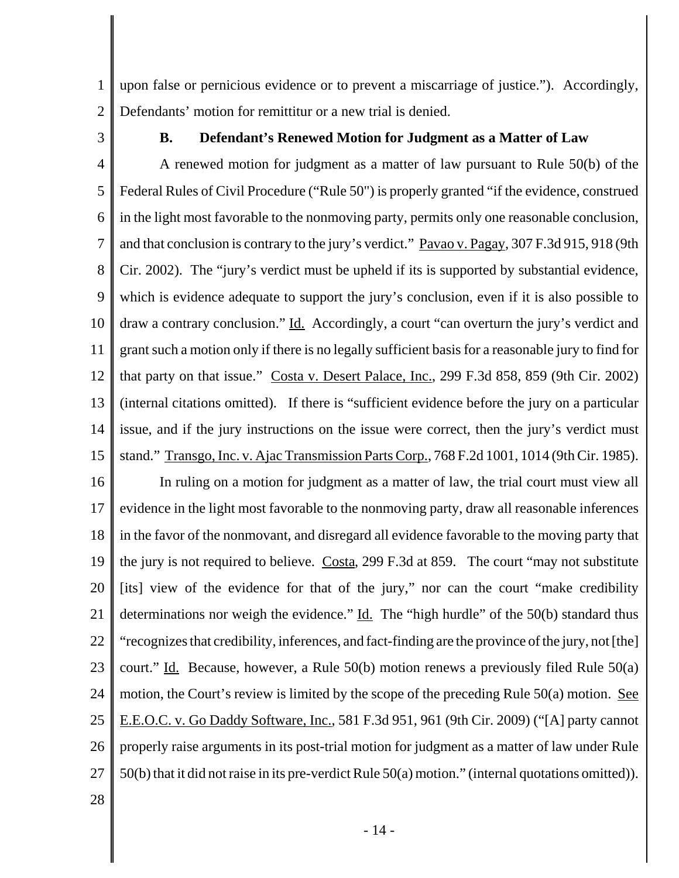upon false or pernicious evidence or to prevent a miscarriage of justice."). Accordingly, Defendants' motion for remittitur or a new trial is denied.

### B. Defendant's Renewed Motion for Judgment as a Matter of Law

A renewed motion for judgment as a matter of law pursuant to Rule 50(b) of the Federal Rules of Civil Procedure ("Rule 50") is properly granted "if the evidence, construed in the light most favorable to the nonmoving party, permits only one reasonable conclusion, and that conclusion is contrary to the jury's verdict." Pavao v. Pagay, 307 F.3d 915, 918 (9th Cir. 2002). The "jury's verdict must be upheld if its is supported by substantial evidence, which is evidence adequate to support the jury's conclusion, even if it is also possible to draw a contrary conclusion." Id. Accordingly, a court "can overturn the jury's verdict and grant such a motion only if there is no legally sufficient basis for a reasonable jury to find for that party on that issue." Costa v. Desert Palace, Inc., 299 F.3d 858, 859 (9th Cir. 2002) (internal citations omitted). If there is "sufficient evidence before the jury on a particular issue, and if the jury instructions on the issue were correct, then the jury's verdict must stand." Transgo, Inc. v. Ajac Transmission Parts Corp., 768 F.2d 1001, 1014 (9th Cir. 1985).

In ruling on a motion for judgment as a matter of law, the trial court must view all evidence in the light most favorable to the nonmoving party, draw all reasonable inferences in the favor of the nonmovant, and disregard all evidence favorable to the moving party that the jury is not required to believe. Costa, 299 F.3d at 859. The court "may not substitute [its] view of the evidence for that of the jury," nor can the court "make credibility determinations nor weigh the evidence." Id. The "high hurdle" of the 50(b) standard thus "recognizes that credibility, inferences, and fact-finding are the province of the jury, not [the] court." Id. Because, however, a Rule 50(b) motion renews a previously filed Rule 50(a) motion, the Court's review is limited by the scope of the preceding Rule 50(a) motion. See E.E.O.C. v. Go Daddy Software, Inc., 581 F.3d 951, 961 (9th Cir. 2009) ("[A] party cannot properly raise arguments in its post-trial motion for judgment as a matter of law under Rule 50(b) that it did not raise in its pre-verdict Rule 50(a) motion." (internal quotations omitted)).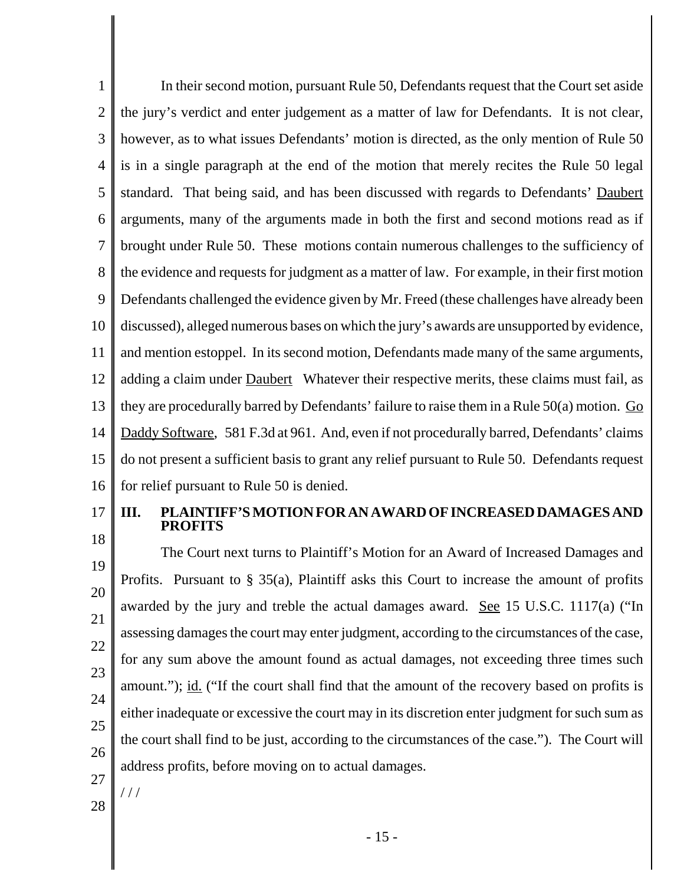In their second motion, pursuant Rule 50, Defendants request that the Court set aside the jury's verdict and enter judgement as a matter of law for Defendants. It is not clear, however, as to what issues Defendants' motion is directed, as the only mention of Rule 50 is in a single paragraph at the end of the motion that merely recites the Rule 50 legal standard. That being said, and has been discussed with regards to Defendants' Daubert arguments, many of the arguments made in both the first and second motions read as if brought under Rule 50. These motions contain numerous challenges to the sufficiency of the evidence and requests for judgment as a matter of law. For example, in their first motion Defendants challenged the evidence given by Mr. Freed (these challenges have already been discussed), alleged numerous bases on which the jury's awards are unsupported by evidence, and mention estoppel. In its second motion, Defendants made many of the same arguments, adding a claim under Daubert Whatever their respective merits, these claims must fail, as they are procedurally barred by Defendants' failure to raise them in a Rule 50(a) motion. Go Daddy Software, 581 F.3d at 961. And, even if not procedurally barred, Defendants' claims do not present a sufficient basis to grant any relief pursuant to Rule 50. Defendants request for relief pursuant to Rule 50 is denied.

## III. PLAINTIFF'S MOTION FOR AN AWARD OF INCREASED DAMAGES AND PROFITS

The Court next turns to Plaintiff's Motion for an Award of Increased Damages and Profits. Pursuant to § 35(a), Plaintiff asks this Court to increase the amount of profits awarded by the jury and treble the actual damages award. See 15 U.S.C. 1117(a) ("In assessing damages the court may enter judgment, according to the circumstances of the case, for any sum above the amount found as actual damages, not exceeding three times such amount."); id. ("If the court shall find that the amount of the recovery based on profits is either inadequate or excessive the court may in its discretion enter judgment for such sum as the court shall find to be just, according to the circumstances of the case."). The Court will address profits, before moving on to actual damages.

/ / /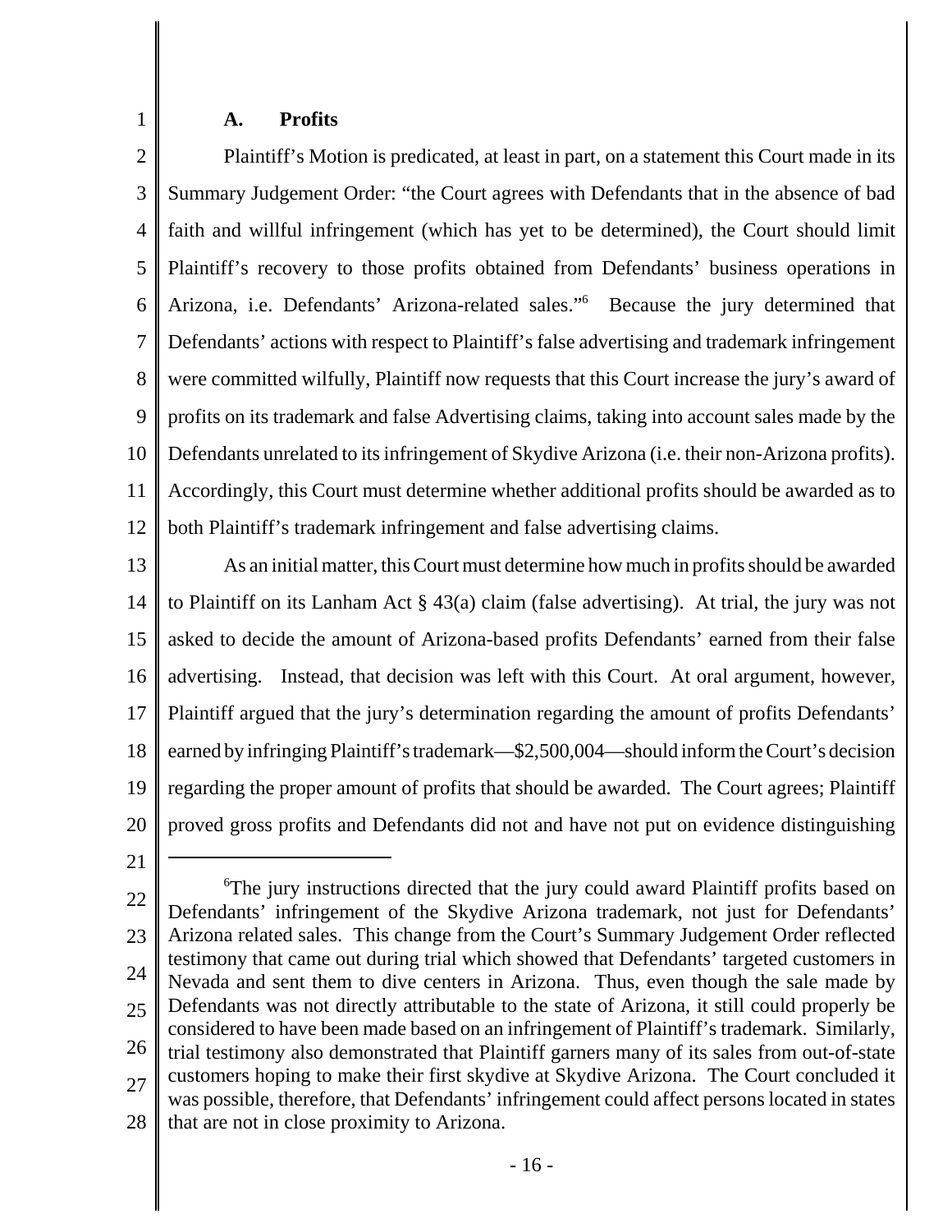### A. Profits

Plaintiff's Motion is predicated, at least in part, on a statement this Court made in its Summary Judgement Order: "the Court agrees with Defendants that in the absence of bad faith and willful infringement (which has yet to be determined), the Court should limit Plaintiff's recovery to those profits obtained from Defendants' business operations in Arizona, i.e. Defendants' Arizona-related sales."[6] Because the jury determined that Defendants' actions with respect to Plaintiff's false advertising and trademark infringement were committed wilfully, Plaintiff now requests that this Court increase the jury's award of profits on its trademark and false Advertising claims, taking into account sales made by the Defendants unrelated to its infringement of Skydive Arizona (i.e. their non-Arizona profits). Accordingly, this Court must determine whether additional profits should be awarded as to both Plaintiff's trademark infringement and false advertising claims.

As an initial matter, this Court must determine how much in profits should be awarded to Plaintiff on its Lanham Act § 43(a) claim (false advertising). At trial, the jury was not asked to decide the amount of Arizona-based profits Defendants' earned from their false advertising. Instead, that decision was left with this Court. At oral argument, however, Plaintiff argued that the jury's determination regarding the amount of profits Defendants' earned by infringing Plaintiff's trademark—$2,500,004—should inform the Court's decision regarding the proper amount of profits that should be awarded. The Court agrees; Plaintiff proved gross profits and Defendants did not and have not put on evidence distinguishing

---

[6]The jury instructions directed that the jury could award Plaintiff profits based on Defendants' infringement of the Skydive Arizona trademark, not just for Defendants' Arizona related sales. This change from the Court's Summary Judgement Order reflected testimony that came out during trial which showed that Defendants' targeted customers in Nevada and sent them to dive centers in Arizona. Thus, even though the sale made by Defendants was not directly attributable to the state of Arizona, it still could properly be considered to have been made based on an infringement of Plaintiff's trademark. Similarly, trial testimony also demonstrated that Plaintiff garners many of its sales from out-of-state customers hoping to make their first skydive at Skydive Arizona. The Court concluded it was possible, therefore, that Defendants' infringement could affect persons located in states that are not in close proximity to Arizona.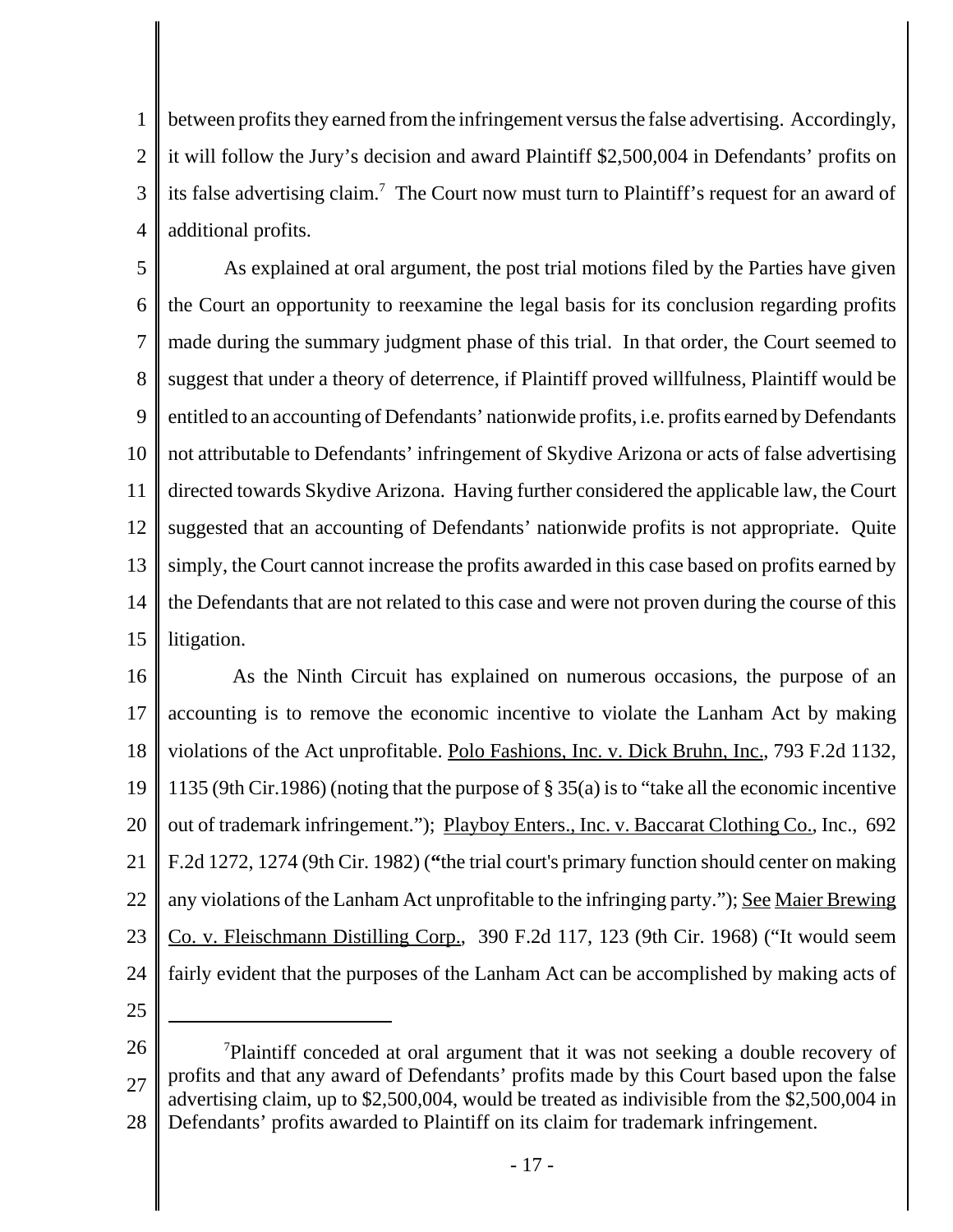between profits they earned from the infringement versus the false advertising. Accordingly, it will follow the Jury's decision and award Plaintiff $2,500,004 in Defendants' profits on its false advertising claim.[7] The Court now must turn to Plaintiff's request for an award of additional profits.

As explained at oral argument, the post trial motions filed by the Parties have given the Court an opportunity to reexamine the legal basis for its conclusion regarding profits made during the summary judgment phase of this trial. In that order, the Court seemed to suggest that under a theory of deterrence, if Plaintiff proved willfulness, Plaintiff would be entitled to an accounting of Defendants' nationwide profits, i.e. profits earned by Defendants not attributable to Defendants' infringement of Skydive Arizona or acts of false advertising directed towards Skydive Arizona. Having further considered the applicable law, the Court suggested that an accounting of Defendants' nationwide profits is not appropriate. Quite simply, the Court cannot increase the profits awarded in this case based on profits earned by the Defendants that are not related to this case and were not proven during the course of this litigation.

As the Ninth Circuit has explained on numerous occasions, the purpose of an accounting is to remove the economic incentive to violate the Lanham Act by making violations of the Act unprofitable. Polo Fashions, Inc. v. Dick Bruhn, Inc., 793 F.2d 1132, 1135 (9th Cir.1986) (noting that the purpose of § 35(a) is to "take all the economic incentive out of trademark infringement."); Playboy Enters., Inc. v. Baccarat Clothing Co., Inc., 692 F.2d 1272, 1274 (9th Cir. 1982) ("the trial court's primary function should center on making any violations of the Lanham Act unprofitable to the infringing party."); See Maier Brewing Co. v. Fleischmann Distilling Corp., 390 F.2d 117, 123 (9th Cir. 1968) ("It would seem fairly evident that the purposes of the Lanham Act can be accomplished by making acts of

---

[7] Plaintiff conceded at oral argument that it was not seeking a double recovery of profits and that any award of Defendants' profits made by this Court based upon the false advertising claim, up to $2,500,004, would be treated as indivisible from the $2,500,004 in Defendants' profits awarded to Plaintiff on its claim for trademark infringement.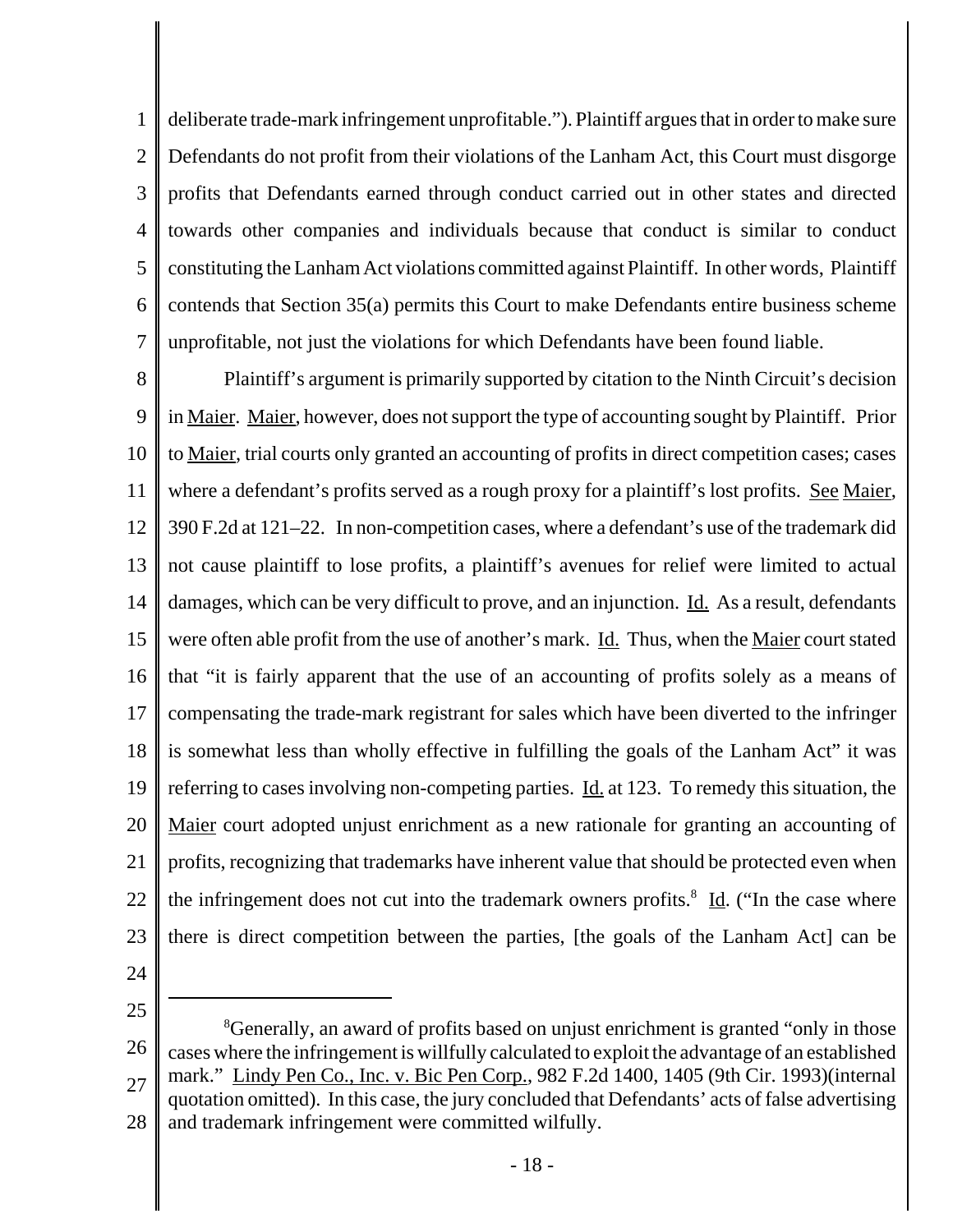deliberate trade-mark infringement unprofitable."). Plaintiff argues that in order to make sure Defendants do not profit from their violations of the Lanham Act, this Court must disgorge profits that Defendants earned through conduct carried out in other states and directed towards other companies and individuals because that conduct is similar to conduct constituting the Lanham Act violations committed against Plaintiff. In other words, Plaintiff contends that Section 35(a) permits this Court to make Defendants entire business scheme unprofitable, not just the violations for which Defendants have been found liable.

Plaintiff's argument is primarily supported by citation to the Ninth Circuit's decision in Maier. Maier, however, does not support the type of accounting sought by Plaintiff. Prior to Maier, trial courts only granted an accounting of profits in direct competition cases; cases where a defendant's profits served as a rough proxy for a plaintiff's lost profits. See Maier, 390 F.2d at 121–22. In non-competition cases, where a defendant's use of the trademark did not cause plaintiff to lose profits, a plaintiff's avenues for relief were limited to actual damages, which can be very difficult to prove, and an injunction. Id. As a result, defendants were often able profit from the use of another's mark. Id. Thus, when the Maier court stated that "it is fairly apparent that the use of an accounting of profits solely as a means of compensating the trade-mark registrant for sales which have been diverted to the infringer is somewhat less than wholly effective in fulfilling the goals of the Lanham Act" it was referring to cases involving non-competing parties. Id. at 123. To remedy this situation, the Maier court adopted unjust enrichment as a new rationale for granting an accounting of profits, recognizing that trademarks have inherent value that should be protected even when the infringement does not cut into the trademark owners profits.[8] Id. ("In the case where there is direct competition between the parties, [the goals of the Lanham Act] can be

---

[8] Generally, an award of profits based on unjust enrichment is granted "only in those cases where the infringement is willfully calculated to exploit the advantage of an established mark." Lindy Pen Co., Inc. v. Bic Pen Corp., 982 F.2d 1400, 1405 (9th Cir. 1993)(internal quotation omitted). In this case, the jury concluded that Defendants' acts of false advertising and trademark infringement were committed wilfully.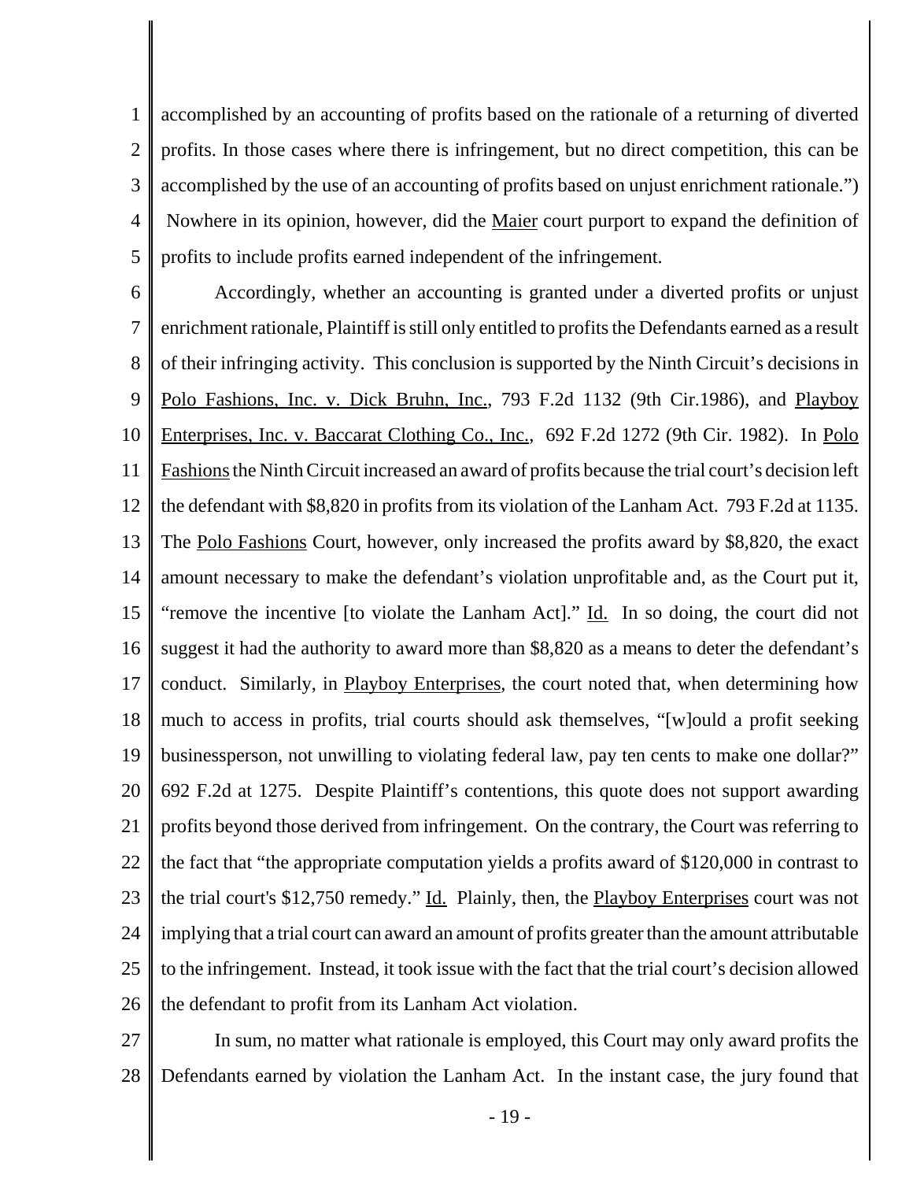accomplished by an accounting of profits based on the rationale of a returning of diverted profits. In those cases where there is infringement, but no direct competition, this can be accomplished by the use of an accounting of profits based on unjust enrichment rationale.") Nowhere in its opinion, however, did the Maier court purport to expand the definition of profits to include profits earned independent of the infringement.

Accordingly, whether an accounting is granted under a diverted profits or unjust enrichment rationale, Plaintiff is still only entitled to profits the Defendants earned as a result of their infringing activity. This conclusion is supported by the Ninth Circuit's decisions in Polo Fashions, Inc. v. Dick Bruhn, Inc., 793 F.2d 1132 (9th Cir.1986), and Playboy Enterprises, Inc. v. Baccarat Clothing Co., Inc., 692 F.2d 1272 (9th Cir. 1982). In Polo Fashions the Ninth Circuit increased an award of profits because the trial court's decision left the defendant with $8,820 in profits from its violation of the Lanham Act. 793 F.2d at 1135. The Polo Fashions Court, however, only increased the profits award by $8,820, the exact amount necessary to make the defendant's violation unprofitable and, as the Court put it, "remove the incentive [to violate the Lanham Act]." Id. In so doing, the court did not suggest it had the authority to award more than $8,820 as a means to deter the defendant's conduct. Similarly, in Playboy Enterprises, the court noted that, when determining how much to access in profits, trial courts should ask themselves, "[w]ould a profit seeking businessperson, not unwilling to violating federal law, pay ten cents to make one dollar?" 692 F.2d at 1275. Despite Plaintiff's contentions, this quote does not support awarding profits beyond those derived from infringement. On the contrary, the Court was referring to the fact that "the appropriate computation yields a profits award of $120,000 in contrast to the trial court's $12,750 remedy." Id. Plainly, then, the Playboy Enterprises court was not implying that a trial court can award an amount of profits greater than the amount attributable to the infringement. Instead, it took issue with the fact that the trial court's decision allowed the defendant to profit from its Lanham Act violation.

In sum, no matter what rationale is employed, this Court may only award profits the Defendants earned by violation the Lanham Act. In the instant case, the jury found that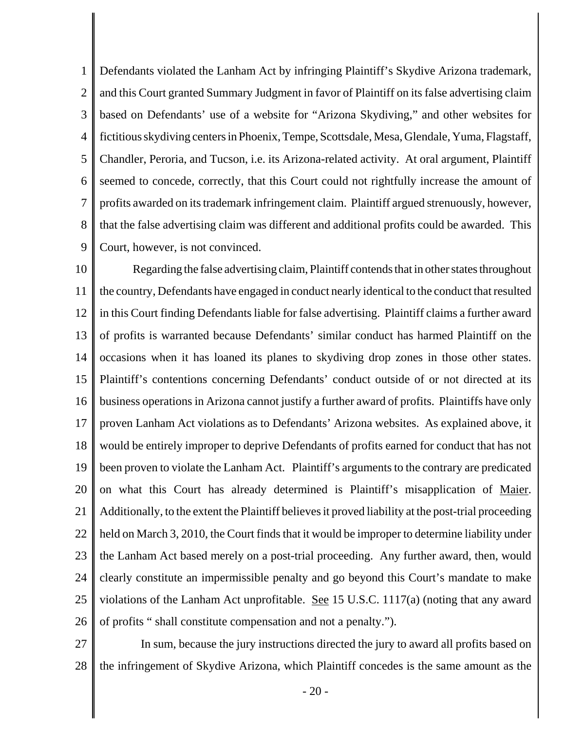Defendants violated the Lanham Act by infringing Plaintiff's Skydive Arizona trademark, and this Court granted Summary Judgment in favor of Plaintiff on its false advertising claim based on Defendants' use of a website for "Arizona Skydiving," and other websites for fictitious skydiving centers in Phoenix, Tempe, Scottsdale, Mesa, Glendale, Yuma, Flagstaff, Chandler, Peroria, and Tucson, i.e. its Arizona-related activity. At oral argument, Plaintiff seemed to concede, correctly, that this Court could not rightfully increase the amount of profits awarded on its trademark infringement claim. Plaintiff argued strenuously, however, that the false advertising claim was different and additional profits could be awarded. This Court, however, is not convinced.

Regarding the false advertising claim, Plaintiff contends that in other states throughout the country, Defendants have engaged in conduct nearly identical to the conduct that resulted in this Court finding Defendants liable for false advertising. Plaintiff claims a further award of profits is warranted because Defendants' similar conduct has harmed Plaintiff on the occasions when it has loaned its planes to skydiving drop zones in those other states. Plaintiff's contentions concerning Defendants' conduct outside of or not directed at its business operations in Arizona cannot justify a further award of profits. Plaintiffs have only proven Lanham Act violations as to Defendants' Arizona websites. As explained above, it would be entirely improper to deprive Defendants of profits earned for conduct that has not been proven to violate the Lanham Act. Plaintiff's arguments to the contrary are predicated on what this Court has already determined is Plaintiff's misapplication of Maier. Additionally, to the extent the Plaintiff believes it proved liability at the post-trial proceeding held on March 3, 2010, the Court finds that it would be improper to determine liability under the Lanham Act based merely on a post-trial proceeding. Any further award, then, would clearly constitute an impermissible penalty and go beyond this Court's mandate to make violations of the Lanham Act unprofitable. See 15 U.S.C. 1117(a) (noting that any award of profits " shall constitute compensation and not a penalty.").

In sum, because the jury instructions directed the jury to award all profits based on the infringement of Skydive Arizona, which Plaintiff concedes is the same amount as the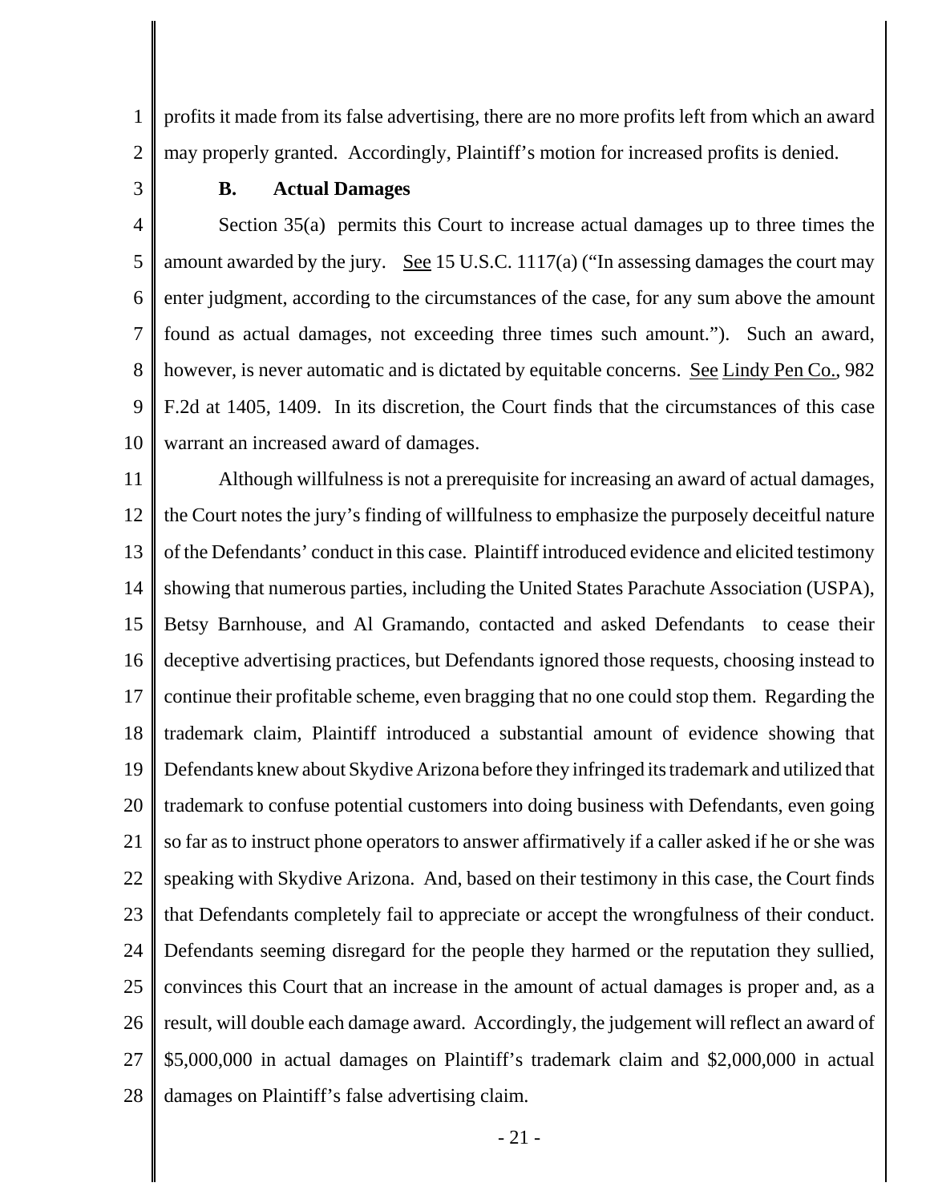profits it made from its false advertising, there are no more profits left from which an award may properly granted. Accordingly, Plaintiff's motion for increased profits is denied.

### B. Actual Damages

Section 35(a) permits this Court to increase actual damages up to three times the amount awarded by the jury. See 15 U.S.C. 1117(a) ("In assessing damages the court may enter judgment, according to the circumstances of the case, for any sum above the amount found as actual damages, not exceeding three times such amount."). Such an award, however, is never automatic and is dictated by equitable concerns. See Lindy Pen Co., 982 F.2d at 1405, 1409. In its discretion, the Court finds that the circumstances of this case warrant an increased award of damages.

Although willfulness is not a prerequisite for increasing an award of actual damages, the Court notes the jury's finding of willfulness to emphasize the purposely deceitful nature of the Defendants' conduct in this case. Plaintiff introduced evidence and elicited testimony showing that numerous parties, including the United States Parachute Association (USPA), Betsy Barnhouse, and Al Gramando, contacted and asked Defendants to cease their deceptive advertising practices, but Defendants ignored those requests, choosing instead to continue their profitable scheme, even bragging that no one could stop them. Regarding the trademark claim, Plaintiff introduced a substantial amount of evidence showing that Defendants knew about Skydive Arizona before they infringed its trademark and utilized that trademark to confuse potential customers into doing business with Defendants, even going so far as to instruct phone operators to answer affirmatively if a caller asked if he or she was speaking with Skydive Arizona. And, based on their testimony in this case, the Court finds that Defendants completely fail to appreciate or accept the wrongfulness of their conduct. Defendants seeming disregard for the people they harmed or the reputation they sullied, convinces this Court that an increase in the amount of actual damages is proper and, as a result, will double each damage award. Accordingly, the judgement will reflect an award of $5,000,000 in actual damages on Plaintiff's trademark claim and $2,000,000 in actual damages on Plaintiff's false advertising claim.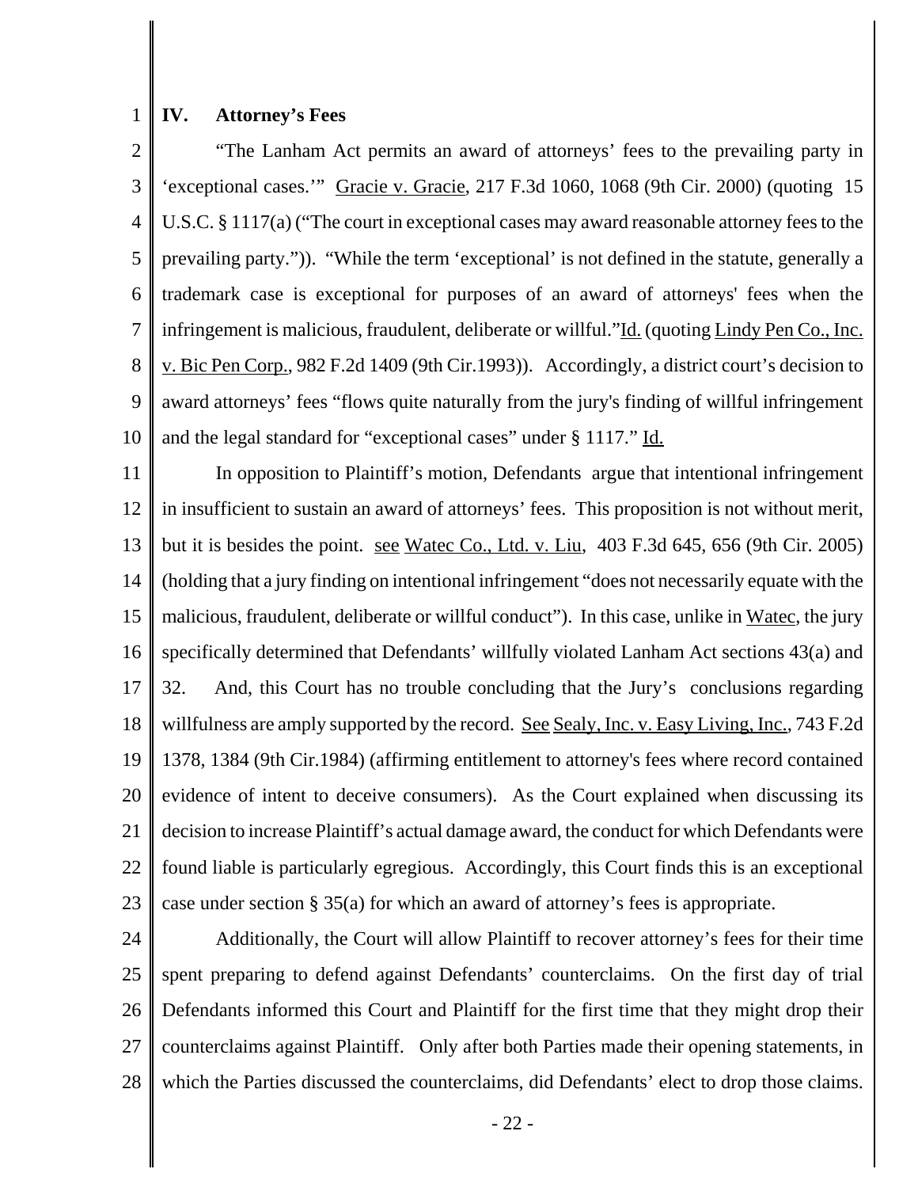## IV. Attorney's Fees

"The Lanham Act permits an award of attorneys' fees to the prevailing party in 'exceptional cases.'" Gracie v. Gracie, 217 F.3d 1060, 1068 (9th Cir. 2000) (quoting 15 U.S.C. § 1117(a) ("The court in exceptional cases may award reasonable attorney fees to the prevailing party.")). "While the term 'exceptional' is not defined in the statute, generally a trademark case is exceptional for purposes of an award of attorneys' fees when the infringement is malicious, fraudulent, deliberate or willful."Id. (quoting Lindy Pen Co., Inc. v. Bic Pen Corp., 982 F.2d 1409 (9th Cir.1993)). Accordingly, a district court's decision to award attorneys' fees "flows quite naturally from the jury's finding of willful infringement and the legal standard for "exceptional cases" under § 1117." Id.

In opposition to Plaintiff's motion, Defendants argue that intentional infringement in insufficient to sustain an award of attorneys' fees. This proposition is not without merit, but it is besides the point. see Watec Co., Ltd. v. Liu, 403 F.3d 645, 656 (9th Cir. 2005) (holding that a jury finding on intentional infringement "does not necessarily equate with the malicious, fraudulent, deliberate or willful conduct"). In this case, unlike in Watec, the jury specifically determined that Defendants' willfully violated Lanham Act sections 43(a) and 32. And, this Court has no trouble concluding that the Jury's conclusions regarding willfulness are amply supported by the record. See Sealy, Inc. v. Easy Living, Inc., 743 F.2d 1378, 1384 (9th Cir.1984) (affirming entitlement to attorney's fees where record contained evidence of intent to deceive consumers). As the Court explained when discussing its decision to increase Plaintiff's actual damage award, the conduct for which Defendants were found liable is particularly egregious. Accordingly, this Court finds this is an exceptional case under section § 35(a) for which an award of attorney's fees is appropriate.

Additionally, the Court will allow Plaintiff to recover attorney's fees for their time spent preparing to defend against Defendants' counterclaims. On the first day of trial Defendants informed this Court and Plaintiff for the first time that they might drop their counterclaims against Plaintiff. Only after both Parties made their opening statements, in which the Parties discussed the counterclaims, did Defendants' elect to drop those claims.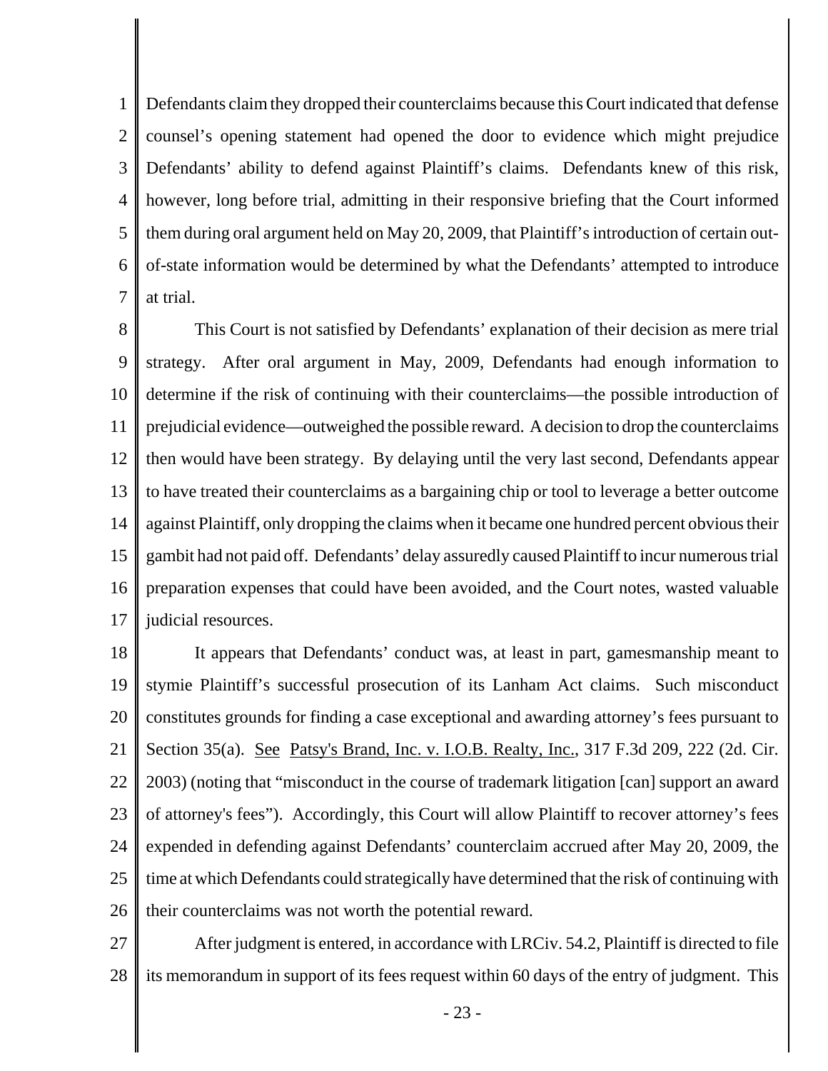Defendants claim they dropped their counterclaims because this Court indicated that defense counsel's opening statement had opened the door to evidence which might prejudice Defendants' ability to defend against Plaintiff's claims. Defendants knew of this risk, however, long before trial, admitting in their responsive briefing that the Court informed them during oral argument held on May 20, 2009, that Plaintiff's introduction of certain out-of-state information would be determined by what the Defendants' attempted to introduce at trial.

This Court is not satisfied by Defendants' explanation of their decision as mere trial strategy. After oral argument in May, 2009, Defendants had enough information to determine if the risk of continuing with their counterclaims—the possible introduction of prejudicial evidence—outweighed the possible reward. A decision to drop the counterclaims then would have been strategy. By delaying until the very last second, Defendants appear to have treated their counterclaims as a bargaining chip or tool to leverage a better outcome against Plaintiff, only dropping the claims when it became one hundred percent obvious their gambit had not paid off. Defendants' delay assuredly caused Plaintiff to incur numerous trial preparation expenses that could have been avoided, and the Court notes, wasted valuable judicial resources.

It appears that Defendants' conduct was, at least in part, gamesmanship meant to stymie Plaintiff's successful prosecution of its Lanham Act claims. Such misconduct constitutes grounds for finding a case exceptional and awarding attorney's fees pursuant to Section 35(a). See Patsy's Brand, Inc. v. I.O.B. Realty, Inc., 317 F.3d 209, 222 (2d. Cir. 2003) (noting that "misconduct in the course of trademark litigation [can] support an award of attorney's fees"). Accordingly, this Court will allow Plaintiff to recover attorney's fees expended in defending against Defendants' counterclaim accrued after May 20, 2009, the time at which Defendants could strategically have determined that the risk of continuing with their counterclaims was not worth the potential reward.

After judgment is entered, in accordance with LRCiv. 54.2, Plaintiff is directed to file its memorandum in support of its fees request within 60 days of the entry of judgment. This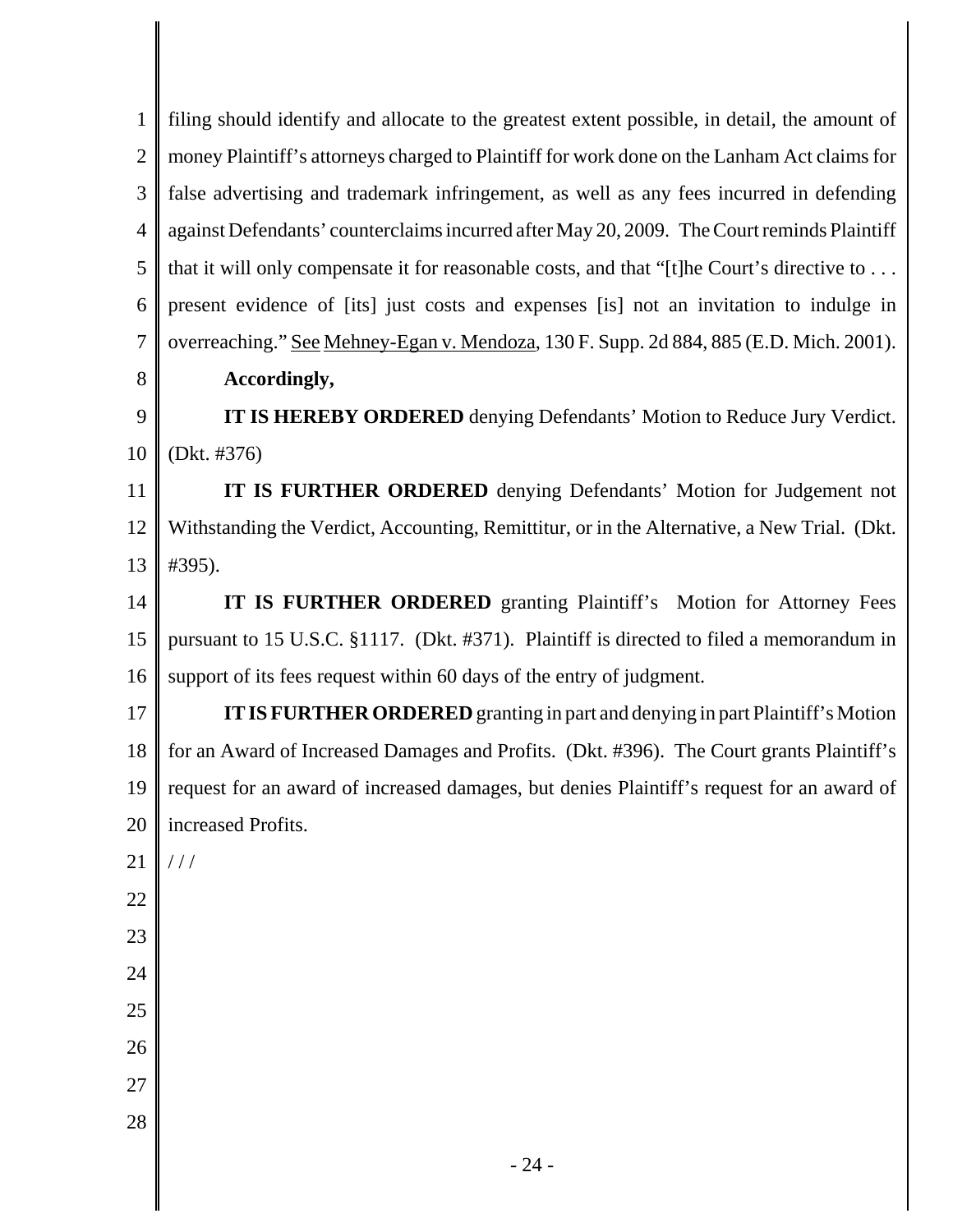filing should identify and allocate to the greatest extent possible, in detail, the amount of money Plaintiff's attorneys charged to Plaintiff for work done on the Lanham Act claims for false advertising and trademark infringement, as well as any fees incurred in defending against Defendants' counterclaims incurred after May 20, 2009. The Court reminds Plaintiff that it will only compensate it for reasonable costs, and that "[t]he Court's directive to . . . present evidence of [its] just costs and expenses [is] not an invitation to indulge in overreaching." See Mehney-Egan v. Mendoza, 130 F. Supp. 2d 884, 885 (E.D. Mich. 2001).

**Accordingly,**

**IT IS HEREBY ORDERED** denying Defendants' Motion to Reduce Jury Verdict. (Dkt. #376)

**IT IS FURTHER ORDERED** denying Defendants' Motion for Judgement not Withstanding the Verdict, Accounting, Remittitur, or in the Alternative, a New Trial. (Dkt. #395).

**IT IS FURTHER ORDERED** granting Plaintiff's Motion for Attorney Fees pursuant to 15 U.S.C. §1117. (Dkt. #371). Plaintiff is directed to filed a memorandum in support of its fees request within 60 days of the entry of judgment.

**IT IS FURTHER ORDERED** granting in part and denying in part Plaintiff's Motion for an Award of Increased Damages and Profits. (Dkt. #396). The Court grants Plaintiff's request for an award of increased damages, but denies Plaintiff's request for an award of increased Profits.

/ / /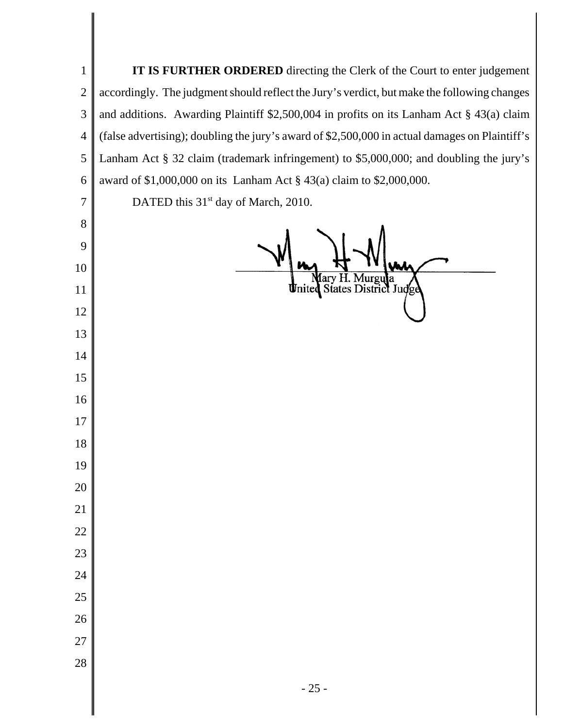**IT IS FURTHER ORDERED** directing the Clerk of the Court to enter judgement accordingly. The judgment should reflect the Jury's verdict, but make the following changes and additions. Awarding Plaintiff $2,500,004 in profits on its Lanham Act § 43(a) claim (false advertising); doubling the jury's award of $2,500,000 in actual damages on Plaintiff's Lanham Act § 32 claim (trademark infringement) to $5,000,000; and doubling the jury's award of $1,000,000 on its Lanham Act § 43(a) claim to $2,000,000.

DATED this 31st day of March, 2010.

Mary H. Murguia
United States District Judge